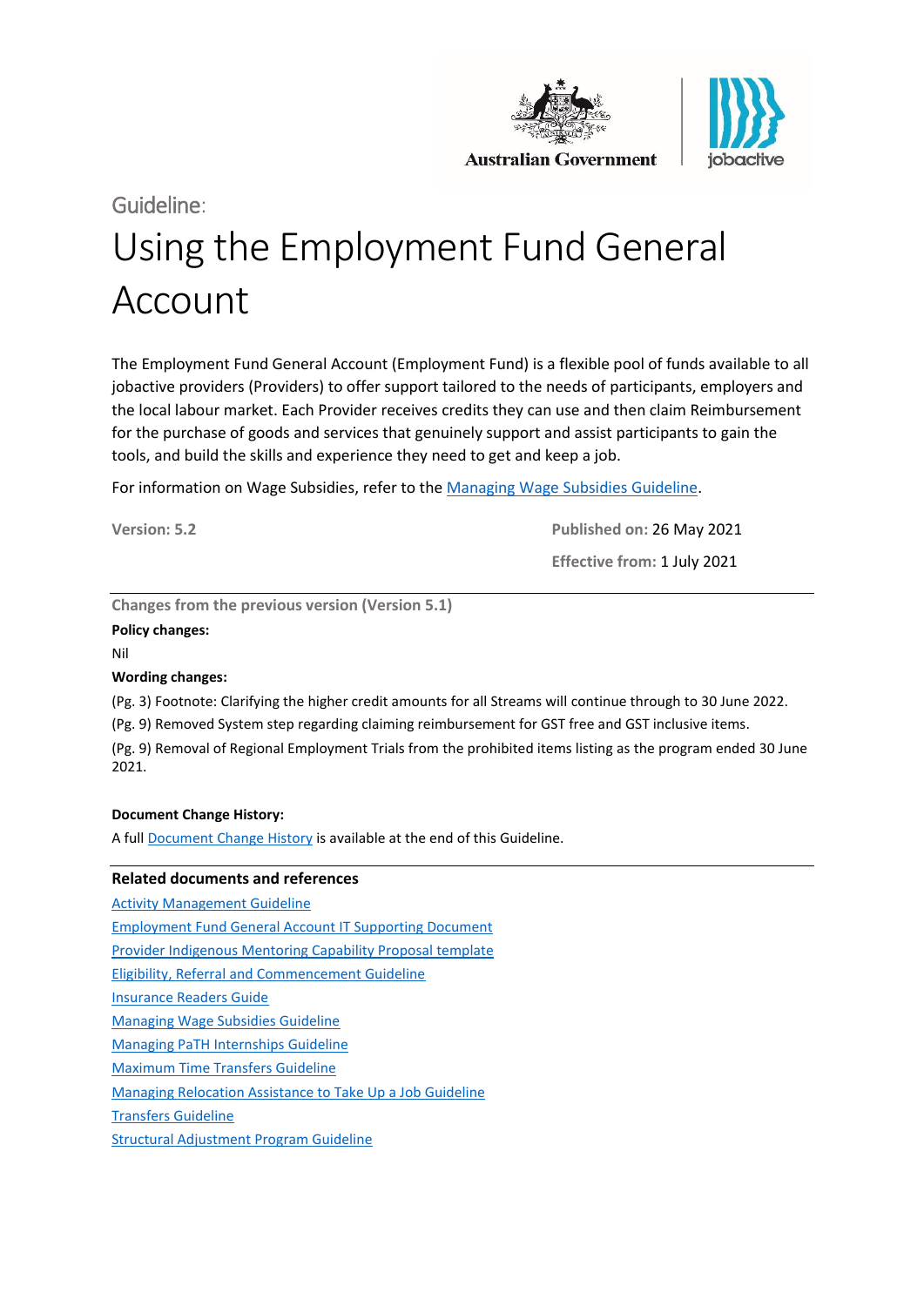Guideline:

# Using the Employment Fund General Account

The Employment Fund General Account (Employment Fund) is a flexible pool of funds available to all jobactive providers (Providers) to offer support tailored to the needs of participants, employers and the local labour market. Each Provider receives credits they can use and then claim Reimbursement for the purchase of goods and services that genuinely support and assist participants to gain the tools, and build the skills and experience they need to get and keep a job.

For information on Wage Subsidies, refer to the [Managing Wage Subsidies Guideline](#).

**Version: 5.2**

**Published on:** 26 May 2021

**Effective from:** 1 July 2021

---

**Changes from the previous version (Version 5.1)**

**Policy changes:**

Nil

**Wording changes:**

(Pg. 3) Footnote: Clarifying the higher credit amounts for all Streams will continue through to 30 June 2022.

(Pg. 9) Removed System step regarding claiming reimbursement for GST free and GST inclusive items.

(Pg. 9) Removal of Regional Employment Trials from the prohibited items listing as the program ended 30 June 2021.

**Document Change History:**

A full [Document Change History](#) is available at the end of this Guideline.

---

## Related documents and references

[Activity Management Guideline](#)

[Employment Fund General Account IT Supporting Document](#)

[Provider Indigenous Mentoring Capability Proposal template](#)

[Eligibility, Referral and Commencement Guideline](#)

[Insurance Readers Guide](#)

[Managing Wage Subsidies Guideline](#)

[Managing PaTH Internships Guideline](#)

[Maximum Time Transfers Guideline](#)

[Managing Relocation Assistance to Take Up a Job Guideline](#)

[Transfers Guideline](#)

[Structural Adjustment Program Guideline](#)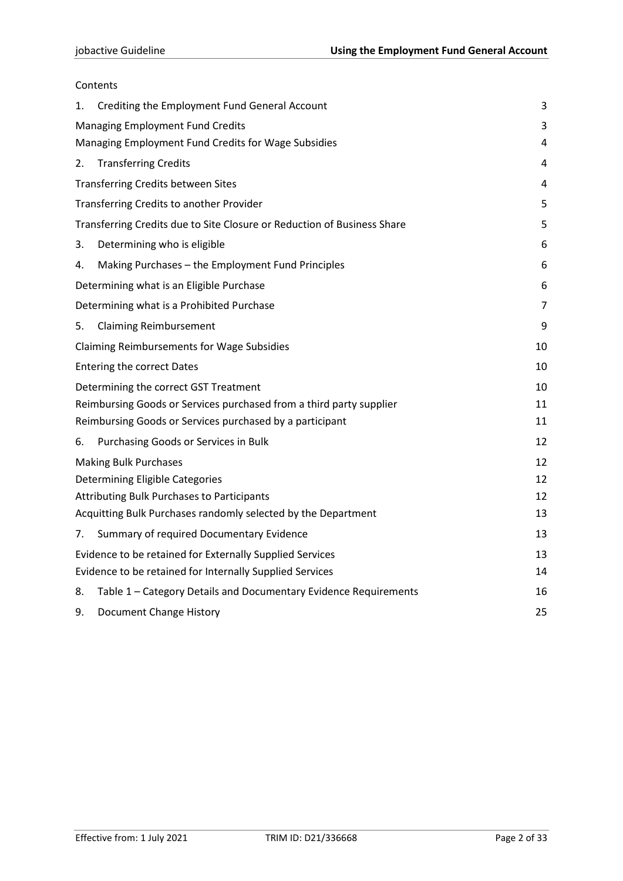Contents

1. Crediting the Employment Fund General Account 3

Managing Employment Fund Credits 3

Managing Employment Fund Credits for Wage Subsidies 4

2. Transferring Credits 4

Transferring Credits between Sites 4

Transferring Credits to another Provider 5

Transferring Credits due to Site Closure or Reduction of Business Share 5

3. Determining who is eligible 6

4. Making Purchases – the Employment Fund Principles 6

Determining what is an Eligible Purchase 6

Determining what is a Prohibited Purchase 7

5. Claiming Reimbursement 9

Claiming Reimbursements for Wage Subsidies 10

Entering the correct Dates 10

Determining the correct GST Treatment 10

Reimbursing Goods or Services purchased from a third party supplier 11

Reimbursing Goods or Services purchased by a participant 11

6. Purchasing Goods or Services in Bulk 12

Making Bulk Purchases 12

Determining Eligible Categories 12

Attributing Bulk Purchases to Participants 12

Acquitting Bulk Purchases randomly selected by the Department 13

7. Summary of required Documentary Evidence 13

Evidence to be retained for Externally Supplied Services 13

Evidence to be retained for Internally Supplied Services 14

8. Table 1 – Category Details and Documentary Evidence Requirements 16

9. Document Change History 25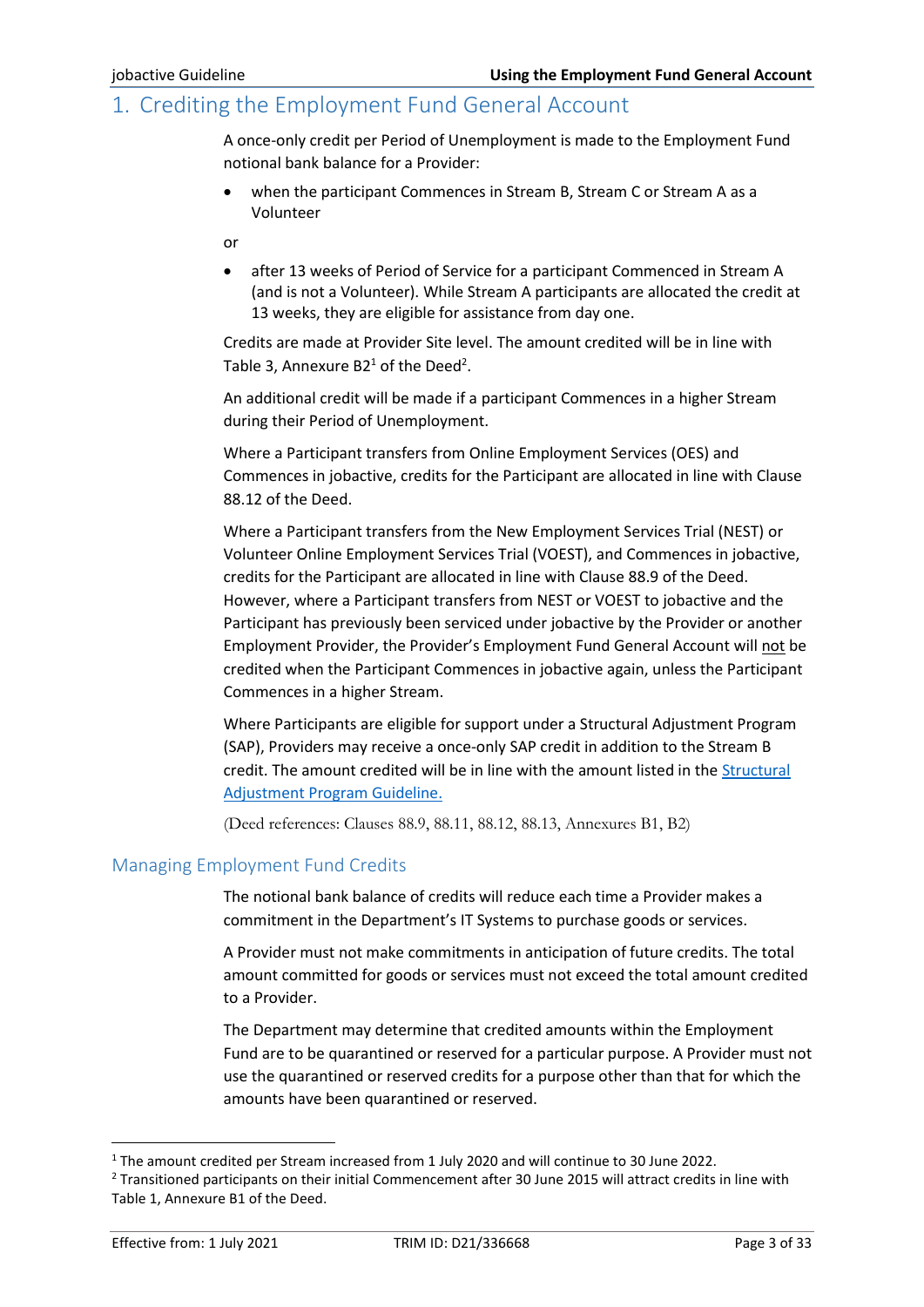# 1. Crediting the Employment Fund General Account

A once-only credit per Period of Unemployment is made to the Employment Fund notional bank balance for a Provider:

- when the participant Commences in Stream B, Stream C or Stream A as a Volunteer

or

- after 13 weeks of Period of Service for a participant Commenced in Stream A (and is not a Volunteer). While Stream A participants are allocated the credit at 13 weeks, they are eligible for assistance from day one.

Credits are made at Provider Site level. The amount credited will be in line with Table 3, Annexure B2[1] of the Deed[2].

An additional credit will be made if a participant Commences in a higher Stream during their Period of Unemployment.

Where a Participant transfers from Online Employment Services (OES) and Commences in jobactive, credits for the Participant are allocated in line with Clause 88.12 of the Deed.

Where a Participant transfers from the New Employment Services Trial (NEST) or Volunteer Online Employment Services Trial (VOEST), and Commences in jobactive, credits for the Participant are allocated in line with Clause 88.9 of the Deed. However, where a Participant transfers from NEST or VOEST to jobactive and the Participant has previously been serviced under jobactive by the Provider or another Employment Provider, the Provider's Employment Fund General Account will not be credited when the Participant Commences in jobactive again, unless the Participant Commences in a higher Stream.

Where Participants are eligible for support under a Structural Adjustment Program (SAP), Providers may receive a once-only SAP credit in addition to the Stream B credit. The amount credited will be in line with the amount listed in the Structural Adjustment Program Guideline.

(Deed references: Clauses 88.9, 88.11, 88.12, 88.13, Annexures B1, B2)

## Managing Employment Fund Credits

The notional bank balance of credits will reduce each time a Provider makes a commitment in the Department's IT Systems to purchase goods or services.

A Provider must not make commitments in anticipation of future credits. The total amount committed for goods or services must not exceed the total amount credited to a Provider.

The Department may determine that credited amounts within the Employment Fund are to be quarantined or reserved for a particular purpose. A Provider must not use the quarantined or reserved credits for a purpose other than that for which the amounts have been quarantined or reserved.

---

[1] The amount credited per Stream increased from 1 July 2020 and will continue to 30 June 2022.

[2] Transitioned participants on their initial Commencement after 30 June 2015 will attract credits in line with Table 1, Annexure B1 of the Deed.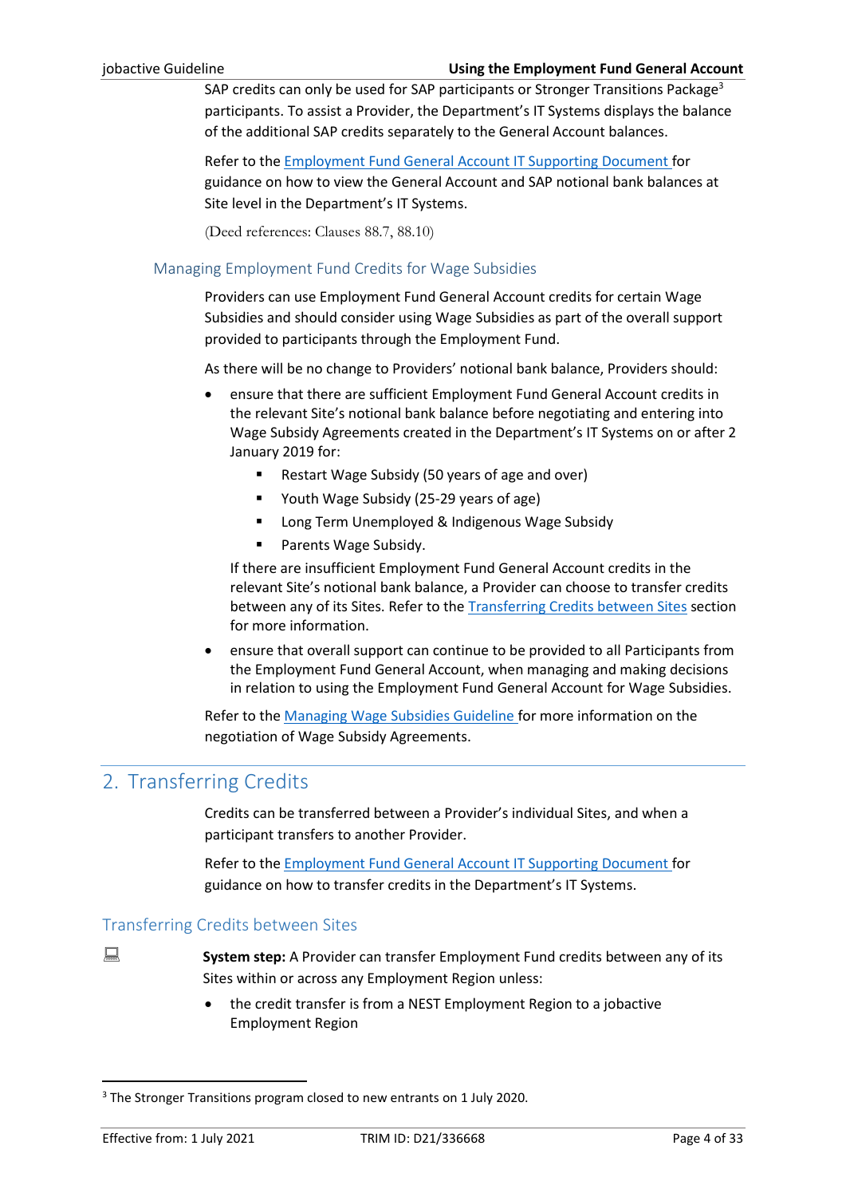SAP credits can only be used for SAP participants or Stronger Transitions Package[3] participants. To assist a Provider, the Department's IT Systems displays the balance of the additional SAP credits separately to the General Account balances.

Refer to the Employment Fund General Account IT Supporting Document for guidance on how to view the General Account and SAP notional bank balances at Site level in the Department's IT Systems.

(Deed references: Clauses 88.7, 88.10)

### Managing Employment Fund Credits for Wage Subsidies

Providers can use Employment Fund General Account credits for certain Wage Subsidies and should consider using Wage Subsidies as part of the overall support provided to participants through the Employment Fund.

As there will be no change to Providers' notional bank balance, Providers should:

- ensure that there are sufficient Employment Fund General Account credits in the relevant Site's notional bank balance before negotiating and entering into Wage Subsidy Agreements created in the Department's IT Systems on or after 2 January 2019 for:
  - Restart Wage Subsidy (50 years of age and over)
  - Youth Wage Subsidy (25-29 years of age)
  - Long Term Unemployed & Indigenous Wage Subsidy
  - Parents Wage Subsidy.

  If there are insufficient Employment Fund General Account credits in the relevant Site's notional bank balance, a Provider can choose to transfer credits between any of its Sites. Refer to the Transferring Credits between Sites section for more information.
- ensure that overall support can continue to be provided to all Participants from the Employment Fund General Account, when managing and making decisions in relation to using the Employment Fund General Account for Wage Subsidies.

Refer to the Managing Wage Subsidies Guideline for more information on the negotiation of Wage Subsidy Agreements.

## 2. Transferring Credits

Credits can be transferred between a Provider's individual Sites, and when a participant transfers to another Provider.

Refer to the Employment Fund General Account IT Supporting Document for guidance on how to transfer credits in the Department's IT Systems.

### Transferring Credits between Sites

**System step:** A Provider can transfer Employment Fund credits between any of its Sites within or across any Employment Region unless:

- the credit transfer is from a NEST Employment Region to a jobactive Employment Region

[3] The Stronger Transitions program closed to new entrants on 1 July 2020.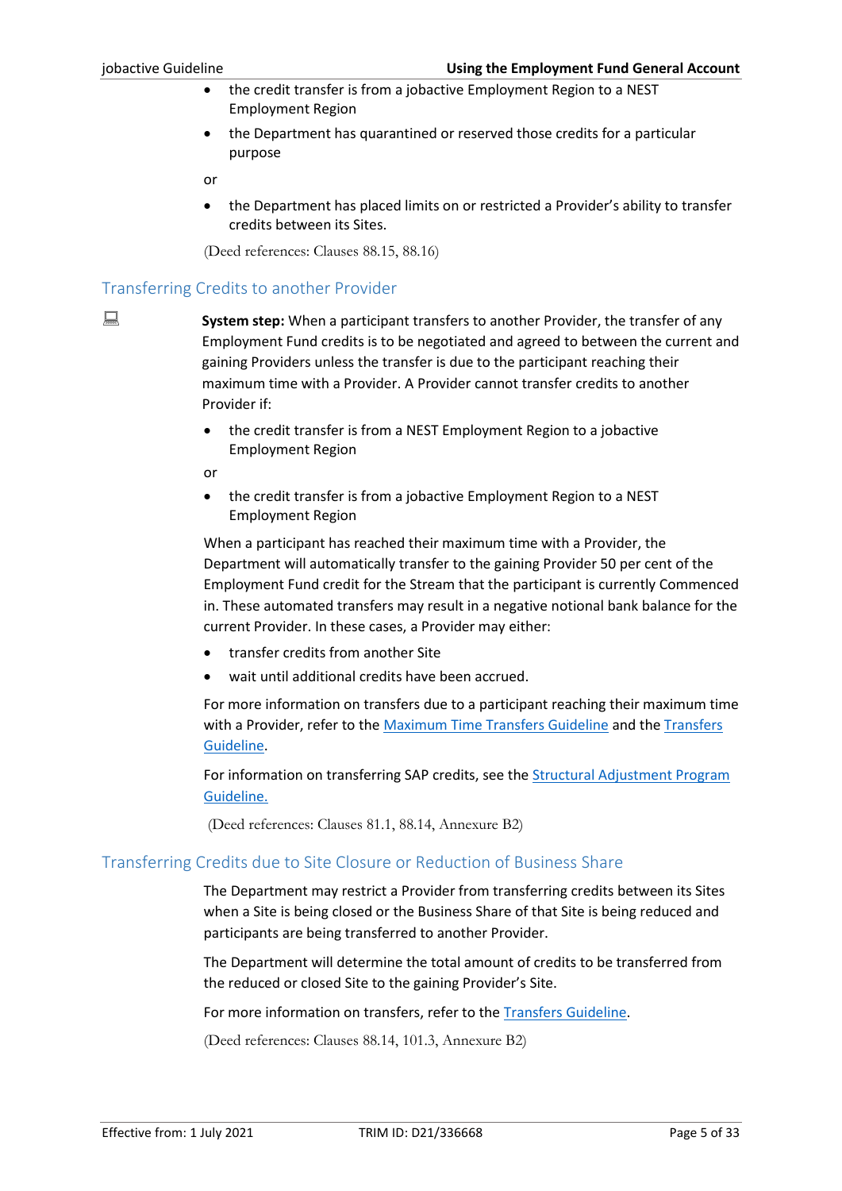- the credit transfer is from a jobactive Employment Region to a NEST Employment Region
- the Department has quarantined or reserved those credits for a particular purpose

or

- the Department has placed limits on or restricted a Provider's ability to transfer credits between its Sites.

(Deed references: Clauses 88.15, 88.16)

## Transferring Credits to another Provider

**System step:** When a participant transfers to another Provider, the transfer of any Employment Fund credits is to be negotiated and agreed to between the current and gaining Providers unless the transfer is due to the participant reaching their maximum time with a Provider. A Provider cannot transfer credits to another Provider if:

- the credit transfer is from a NEST Employment Region to a jobactive Employment Region

or

- the credit transfer is from a jobactive Employment Region to a NEST Employment Region

When a participant has reached their maximum time with a Provider, the Department will automatically transfer to the gaining Provider 50 per cent of the Employment Fund credit for the Stream that the participant is currently Commenced in. These automated transfers may result in a negative notional bank balance for the current Provider. In these cases, a Provider may either:

- transfer credits from another Site
- wait until additional credits have been accrued.

For more information on transfers due to a participant reaching their maximum time with a Provider, refer to the Maximum Time Transfers Guideline and the Transfers Guideline.

For information on transferring SAP credits, see the Structural Adjustment Program Guideline.

(Deed references: Clauses 81.1, 88.14, Annexure B2)

## Transferring Credits due to Site Closure or Reduction of Business Share

The Department may restrict a Provider from transferring credits between its Sites when a Site is being closed or the Business Share of that Site is being reduced and participants are being transferred to another Provider.

The Department will determine the total amount of credits to be transferred from the reduced or closed Site to the gaining Provider's Site.

For more information on transfers, refer to the Transfers Guideline.

(Deed references: Clauses 88.14, 101.3, Annexure B2)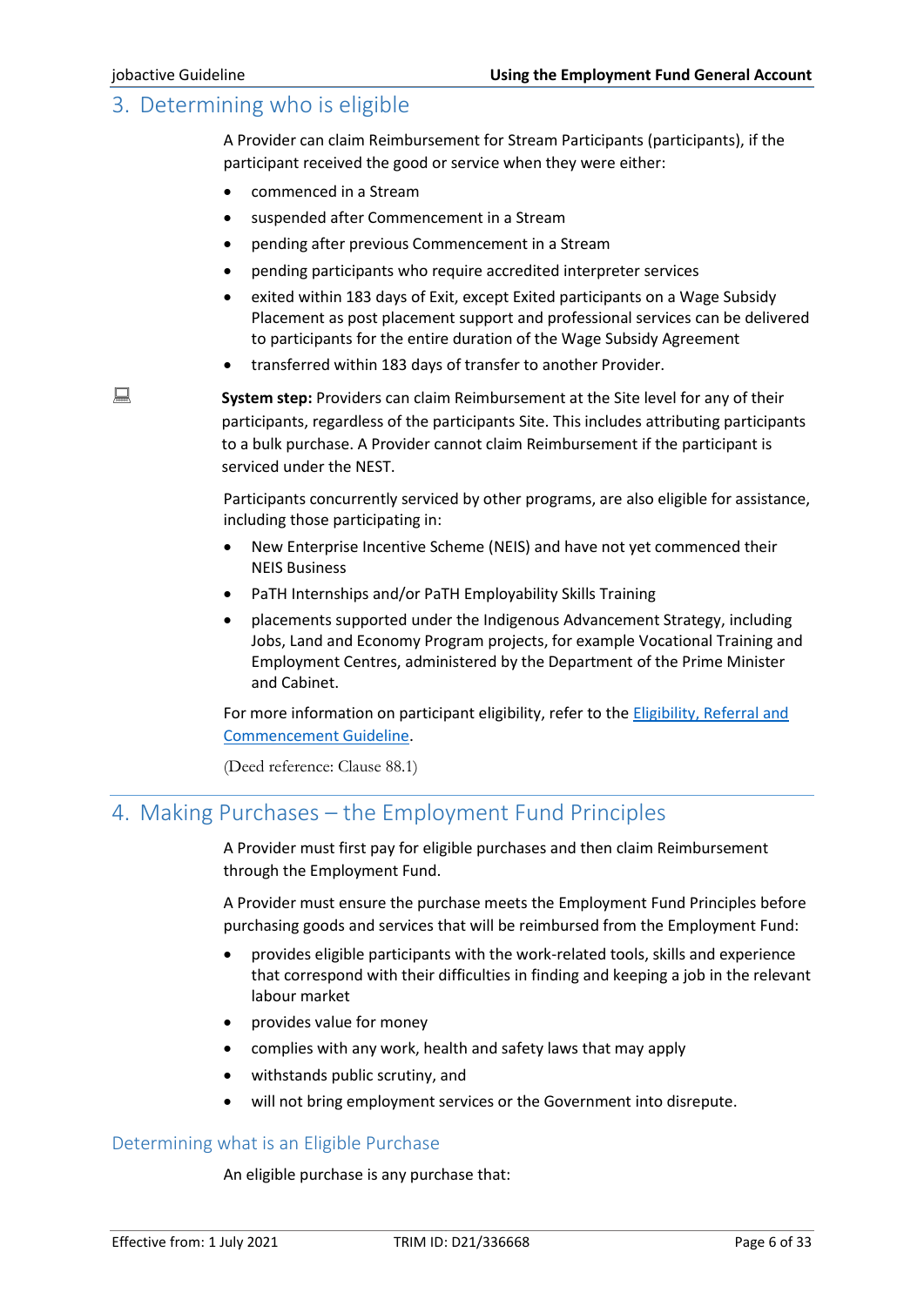## 3. Determining who is eligible

A Provider can claim Reimbursement for Stream Participants (participants), if the participant received the good or service when they were either:

- commenced in a Stream
- suspended after Commencement in a Stream
- pending after previous Commencement in a Stream
- pending participants who require accredited interpreter services
- exited within 183 days of Exit, except Exited participants on a Wage Subsidy Placement as post placement support and professional services can be delivered to participants for the entire duration of the Wage Subsidy Agreement
- transferred within 183 days of transfer to another Provider.

**System step:** Providers can claim Reimbursement at the Site level for any of their participants, regardless of the participants Site. This includes attributing participants to a bulk purchase. A Provider cannot claim Reimbursement if the participant is serviced under the NEST.

Participants concurrently serviced by other programs, are also eligible for assistance, including those participating in:

- New Enterprise Incentive Scheme (NEIS) and have not yet commenced their NEIS Business
- PaTH Internships and/or PaTH Employability Skills Training
- placements supported under the Indigenous Advancement Strategy, including Jobs, Land and Economy Program projects, for example Vocational Training and Employment Centres, administered by the Department of the Prime Minister and Cabinet.

For more information on participant eligibility, refer to the Eligibility, Referral and Commencement Guideline.

(Deed reference: Clause 88.1)

## 4. Making Purchases – the Employment Fund Principles

A Provider must first pay for eligible purchases and then claim Reimbursement through the Employment Fund.

A Provider must ensure the purchase meets the Employment Fund Principles before purchasing goods and services that will be reimbursed from the Employment Fund:

- provides eligible participants with the work-related tools, skills and experience that correspond with their difficulties in finding and keeping a job in the relevant labour market
- provides value for money
- complies with any work, health and safety laws that may apply
- withstands public scrutiny, and
- will not bring employment services or the Government into disrepute.

### Determining what is an Eligible Purchase

An eligible purchase is any purchase that: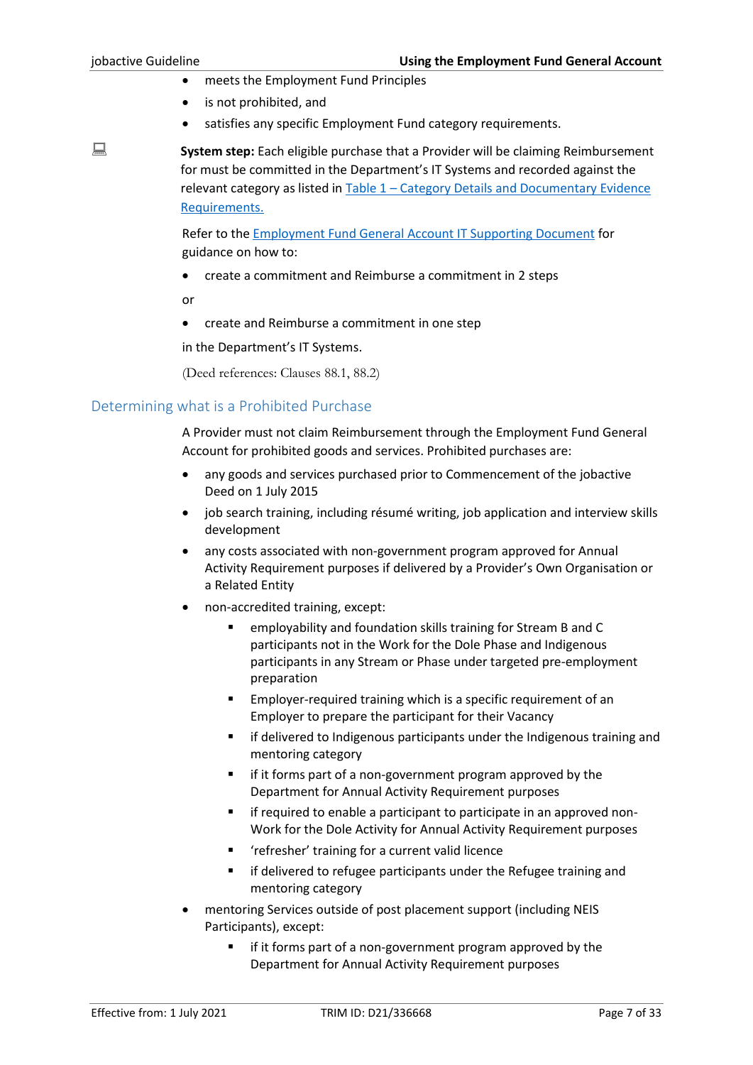- meets the Employment Fund Principles
- is not prohibited, and
- satisfies any specific Employment Fund category requirements.

**System step:** Each eligible purchase that a Provider will be claiming Reimbursement for must be committed in the Department's IT Systems and recorded against the relevant category as listed in Table 1 – Category Details and Documentary Evidence Requirements.

Refer to the Employment Fund General Account IT Supporting Document for guidance on how to:

- create a commitment and Reimburse a commitment in 2 steps

or

- create and Reimburse a commitment in one step

in the Department's IT Systems.

(Deed references: Clauses 88.1, 88.2)

## Determining what is a Prohibited Purchase

A Provider must not claim Reimbursement through the Employment Fund General Account for prohibited goods and services. Prohibited purchases are:

- any goods and services purchased prior to Commencement of the jobactive Deed on 1 July 2015
- job search training, including résumé writing, job application and interview skills development
- any costs associated with non-government program approved for Annual Activity Requirement purposes if delivered by a Provider's Own Organisation or a Related Entity
- non-accredited training, except:
  - employability and foundation skills training for Stream B and C participants not in the Work for the Dole Phase and Indigenous participants in any Stream or Phase under targeted pre-employment preparation
  - Employer-required training which is a specific requirement of an Employer to prepare the participant for their Vacancy
  - if delivered to Indigenous participants under the Indigenous training and mentoring category
  - if it forms part of a non-government program approved by the Department for Annual Activity Requirement purposes
  - if required to enable a participant to participate in an approved non-Work for the Dole Activity for Annual Activity Requirement purposes
  - 'refresher' training for a current valid licence
  - if delivered to refugee participants under the Refugee training and mentoring category
- mentoring Services outside of post placement support (including NEIS Participants), except:
  - if it forms part of a non-government program approved by the Department for Annual Activity Requirement purposes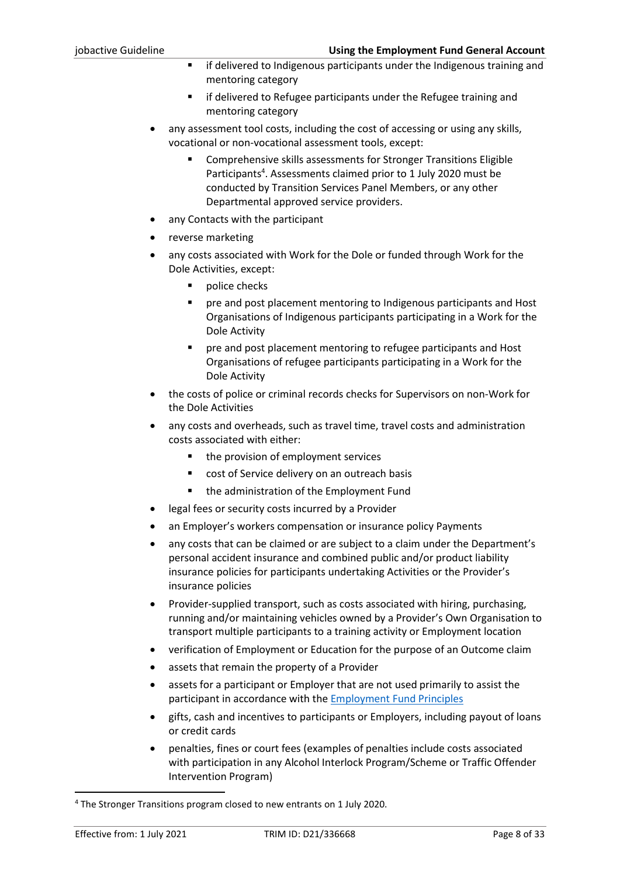- if delivered to Indigenous participants under the Indigenous training and mentoring category
    - if delivered to Refugee participants under the Refugee training and mentoring category
- any assessment tool costs, including the cost of accessing or using any skills, vocational or non-vocational assessment tools, except:
    - Comprehensive skills assessments for Stronger Transitions Eligible Participants[4]. Assessments claimed prior to 1 July 2020 must be conducted by Transition Services Panel Members, or any other Departmental approved service providers.
- any Contacts with the participant
- reverse marketing
- any costs associated with Work for the Dole or funded through Work for the Dole Activities, except:
    - police checks
    - pre and post placement mentoring to Indigenous participants and Host Organisations of Indigenous participants participating in a Work for the Dole Activity
    - pre and post placement mentoring to refugee participants and Host Organisations of refugee participants participating in a Work for the Dole Activity
- the costs of police or criminal records checks for Supervisors on non-Work for the Dole Activities
- any costs and overheads, such as travel time, travel costs and administration costs associated with either:
    - the provision of employment services
    - cost of Service delivery on an outreach basis
    - the administration of the Employment Fund
- legal fees or security costs incurred by a Provider
- an Employer's workers compensation or insurance policy Payments
- any costs that can be claimed or are subject to a claim under the Department's personal accident insurance and combined public and/or product liability insurance policies for participants undertaking Activities or the Provider's insurance policies
- Provider-supplied transport, such as costs associated with hiring, purchasing, running and/or maintaining vehicles owned by a Provider's Own Organisation to transport multiple participants to a training activity or Employment location
- verification of Employment or Education for the purpose of an Outcome claim
- assets that remain the property of a Provider
- assets for a participant or Employer that are not used primarily to assist the participant in accordance with the Employment Fund Principles
- gifts, cash and incentives to participants or Employers, including payout of loans or credit cards
- penalties, fines or court fees (examples of penalties include costs associated with participation in any Alcohol Interlock Program/Scheme or Traffic Offender Intervention Program)

[4] The Stronger Transitions program closed to new entrants on 1 July 2020.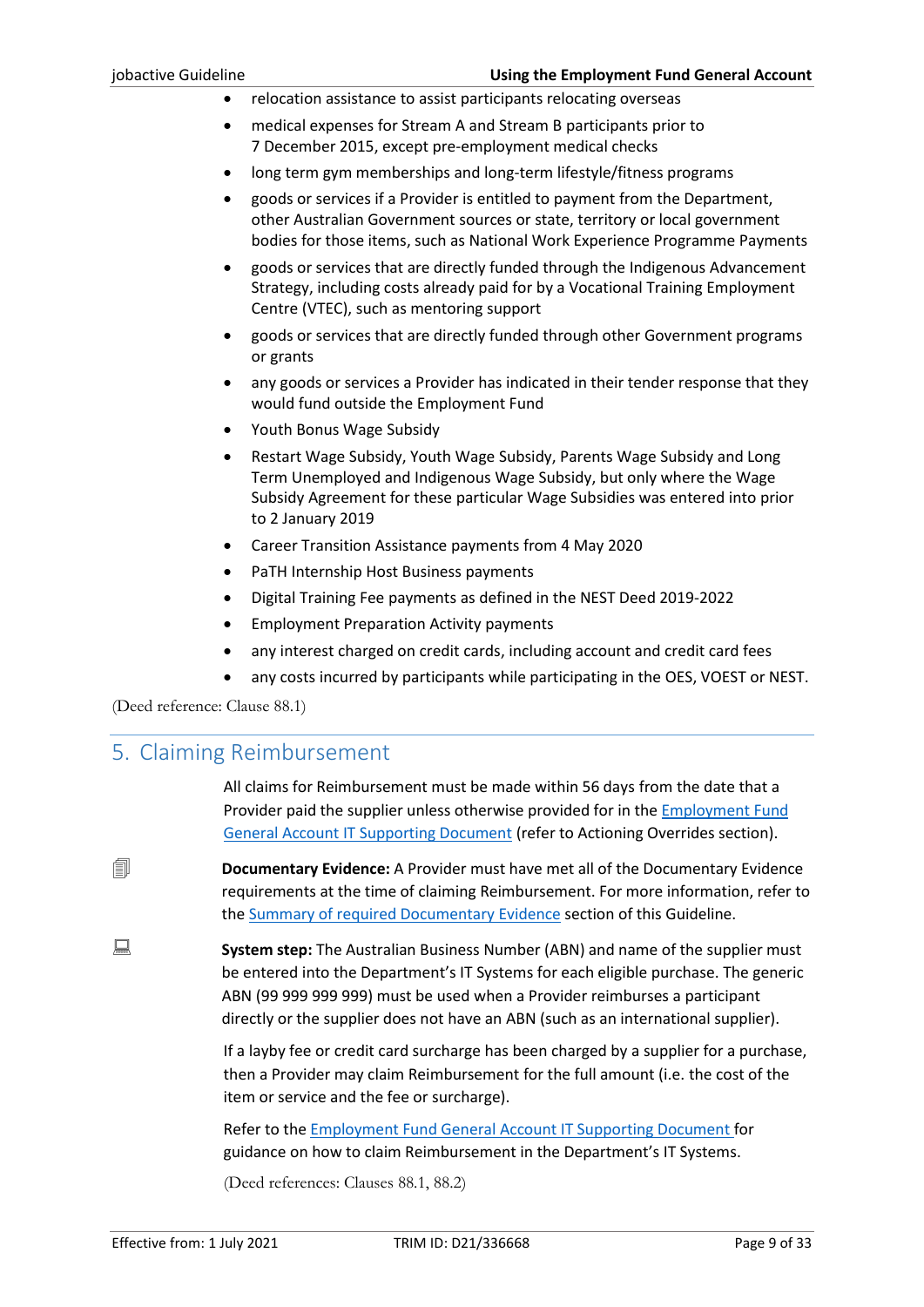- relocation assistance to assist participants relocating overseas
- medical expenses for Stream A and Stream B participants prior to 7 December 2015, except pre-employment medical checks
- long term gym memberships and long-term lifestyle/fitness programs
- goods or services if a Provider is entitled to payment from the Department, other Australian Government sources or state, territory or local government bodies for those items, such as National Work Experience Programme Payments
- goods or services that are directly funded through the Indigenous Advancement Strategy, including costs already paid for by a Vocational Training Employment Centre (VTEC), such as mentoring support
- goods or services that are directly funded through other Government programs or grants
- any goods or services a Provider has indicated in their tender response that they would fund outside the Employment Fund
- Youth Bonus Wage Subsidy
- Restart Wage Subsidy, Youth Wage Subsidy, Parents Wage Subsidy and Long Term Unemployed and Indigenous Wage Subsidy, but only where the Wage Subsidy Agreement for these particular Wage Subsidies was entered into prior to 2 January 2019
- Career Transition Assistance payments from 4 May 2020
- PaTH Internship Host Business payments
- Digital Training Fee payments as defined in the NEST Deed 2019-2022
- Employment Preparation Activity payments
- any interest charged on credit cards, including account and credit card fees
- any costs incurred by participants while participating in the OES, VOEST or NEST.

(Deed reference: Clause 88.1)

## 5. Claiming Reimbursement

All claims for Reimbursement must be made within 56 days from the date that a Provider paid the supplier unless otherwise provided for in the Employment Fund General Account IT Supporting Document (refer to Actioning Overrides section).

**Documentary Evidence:** A Provider must have met all of the Documentary Evidence requirements at the time of claiming Reimbursement. For more information, refer to the Summary of required Documentary Evidence section of this Guideline.

**System step:** The Australian Business Number (ABN) and name of the supplier must be entered into the Department's IT Systems for each eligible purchase. The generic ABN (99 999 999 999) must be used when a Provider reimburses a participant directly or the supplier does not have an ABN (such as an international supplier).

If a layby fee or credit card surcharge has been charged by a supplier for a purchase, then a Provider may claim Reimbursement for the full amount (i.e. the cost of the item or service and the fee or surcharge).

Refer to the Employment Fund General Account IT Supporting Document for guidance on how to claim Reimbursement in the Department's IT Systems.

(Deed references: Clauses 88.1, 88.2)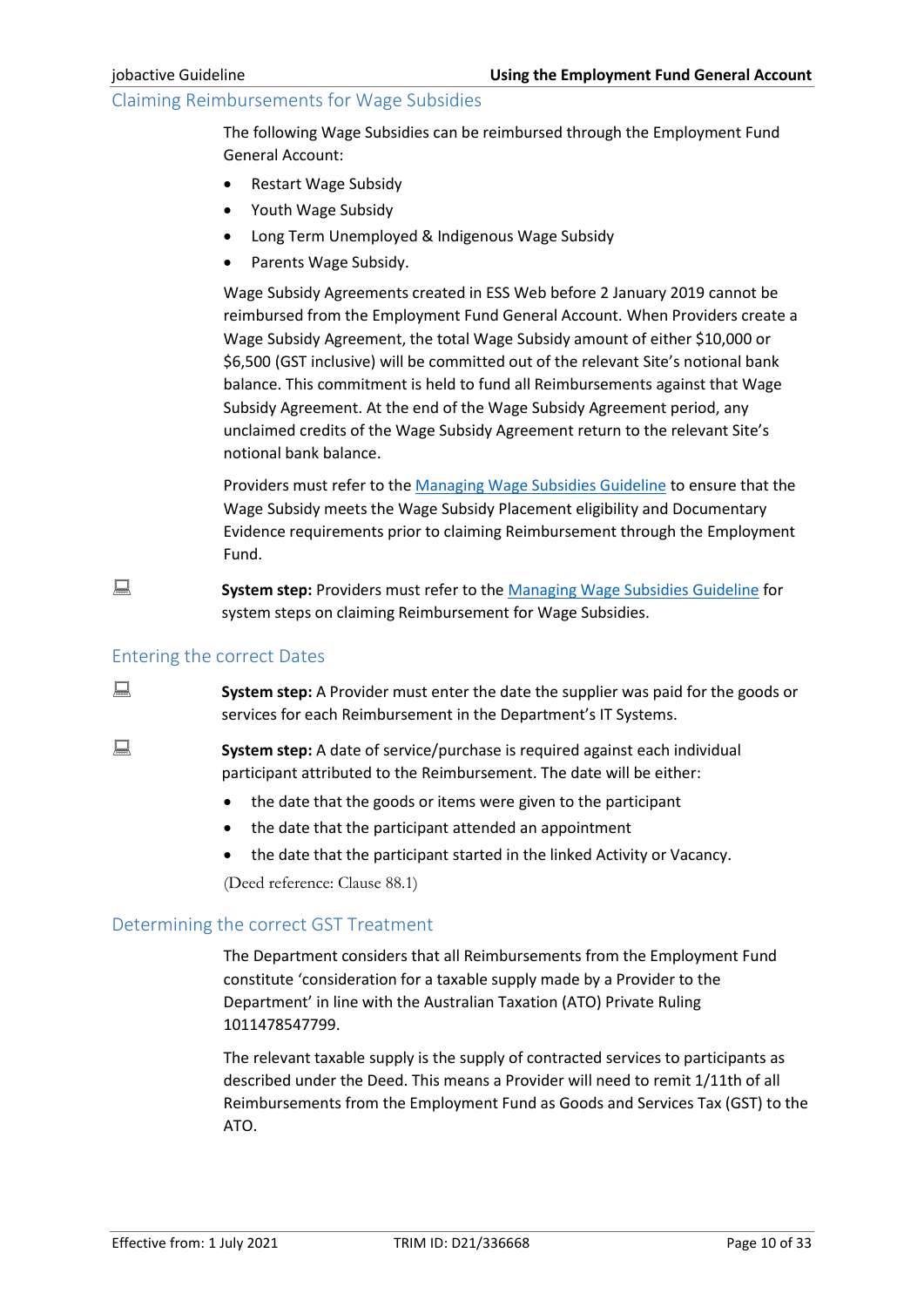## Claiming Reimbursements for Wage Subsidies

The following Wage Subsidies can be reimbursed through the Employment Fund General Account:

- Restart Wage Subsidy
- Youth Wage Subsidy
- Long Term Unemployed & Indigenous Wage Subsidy
- Parents Wage Subsidy.

Wage Subsidy Agreements created in ESS Web before 2 January 2019 cannot be reimbursed from the Employment Fund General Account. When Providers create a Wage Subsidy Agreement, the total Wage Subsidy amount of either $10,000 or $6,500 (GST inclusive) will be committed out of the relevant Site's notional bank balance. This commitment is held to fund all Reimbursements against that Wage Subsidy Agreement. At the end of the Wage Subsidy Agreement period, any unclaimed credits of the Wage Subsidy Agreement return to the relevant Site's notional bank balance.

Providers must refer to the Managing Wage Subsidies Guideline to ensure that the Wage Subsidy meets the Wage Subsidy Placement eligibility and Documentary Evidence requirements prior to claiming Reimbursement through the Employment Fund.

**System step:** Providers must refer to the Managing Wage Subsidies Guideline for system steps on claiming Reimbursement for Wage Subsidies.

## Entering the correct Dates

**System step:** A Provider must enter the date the supplier was paid for the goods or services for each Reimbursement in the Department's IT Systems.

**System step:** A date of service/purchase is required against each individual participant attributed to the Reimbursement. The date will be either:

- the date that the goods or items were given to the participant
- the date that the participant attended an appointment
- the date that the participant started in the linked Activity or Vacancy.

(Deed reference: Clause 88.1)

## Determining the correct GST Treatment

The Department considers that all Reimbursements from the Employment Fund constitute 'consideration for a taxable supply made by a Provider to the Department' in line with the Australian Taxation (ATO) Private Ruling 1011478547799.

The relevant taxable supply is the supply of contracted services to participants as described under the Deed. This means a Provider will need to remit 1/11th of all Reimbursements from the Employment Fund as Goods and Services Tax (GST) to the ATO.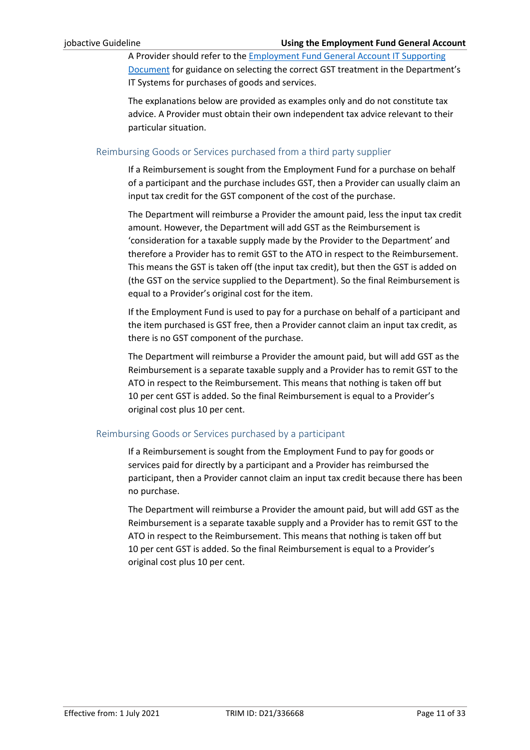A Provider should refer to the [Employment Fund General Account IT Supporting Document](Employment Fund General Account IT Supporting Document) for guidance on selecting the correct GST treatment in the Department's IT Systems for purchases of goods and services.

The explanations below are provided as examples only and do not constitute tax advice. A Provider must obtain their own independent tax advice relevant to their particular situation.

### Reimbursing Goods or Services purchased from a third party supplier

If a Reimbursement is sought from the Employment Fund for a purchase on behalf of a participant and the purchase includes GST, then a Provider can usually claim an input tax credit for the GST component of the cost of the purchase.

The Department will reimburse a Provider the amount paid, less the input tax credit amount. However, the Department will add GST as the Reimbursement is 'consideration for a taxable supply made by the Provider to the Department' and therefore a Provider has to remit GST to the ATO in respect to the Reimbursement. This means the GST is taken off (the input tax credit), but then the GST is added on (the GST on the service supplied to the Department). So the final Reimbursement is equal to a Provider's original cost for the item.

If the Employment Fund is used to pay for a purchase on behalf of a participant and the item purchased is GST free, then a Provider cannot claim an input tax credit, as there is no GST component of the purchase.

The Department will reimburse a Provider the amount paid, but will add GST as the Reimbursement is a separate taxable supply and a Provider has to remit GST to the ATO in respect to the Reimbursement. This means that nothing is taken off but 10 per cent GST is added. So the final Reimbursement is equal to a Provider's original cost plus 10 per cent.

### Reimbursing Goods or Services purchased by a participant

If a Reimbursement is sought from the Employment Fund to pay for goods or services paid for directly by a participant and a Provider has reimbursed the participant, then a Provider cannot claim an input tax credit because there has been no purchase.

The Department will reimburse a Provider the amount paid, but will add GST as the Reimbursement is a separate taxable supply and a Provider has to remit GST to the ATO in respect to the Reimbursement. This means that nothing is taken off but 10 per cent GST is added. So the final Reimbursement is equal to a Provider's original cost plus 10 per cent.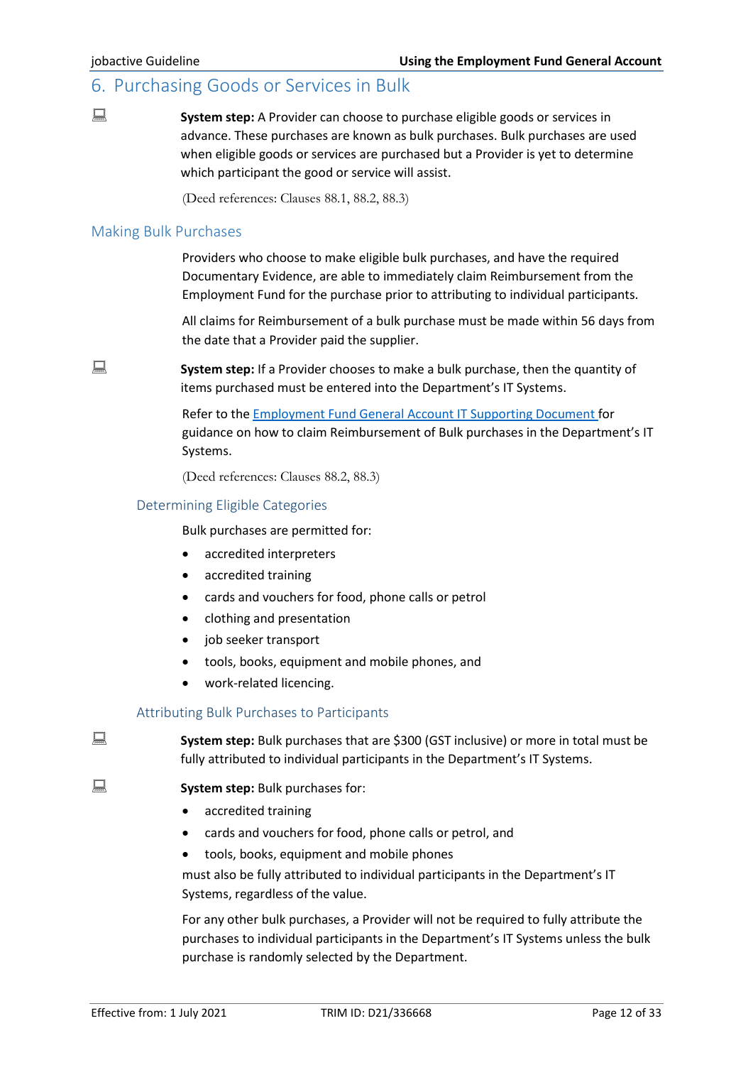# 6. Purchasing Goods or Services in Bulk

**System step:** A Provider can choose to purchase eligible goods or services in advance. These purchases are known as bulk purchases. Bulk purchases are used when eligible goods or services are purchased but a Provider is yet to determine which participant the good or service will assist.

(Deed references: Clauses 88.1, 88.2, 88.3)

## Making Bulk Purchases

Providers who choose to make eligible bulk purchases, and have the required Documentary Evidence, are able to immediately claim Reimbursement from the Employment Fund for the purchase prior to attributing to individual participants.

All claims for Reimbursement of a bulk purchase must be made within 56 days from the date that a Provider paid the supplier.

**System step:** If a Provider chooses to make a bulk purchase, then the quantity of items purchased must be entered into the Department's IT Systems.

Refer to the Employment Fund General Account IT Supporting Document for guidance on how to claim Reimbursement of Bulk purchases in the Department's IT Systems.

(Deed references: Clauses 88.2, 88.3)

### Determining Eligible Categories

Bulk purchases are permitted for:

- accredited interpreters
- accredited training
- cards and vouchers for food, phone calls or petrol
- clothing and presentation
- job seeker transport
- tools, books, equipment and mobile phones, and
- work-related licencing.

### Attributing Bulk Purchases to Participants

**System step:** Bulk purchases that are $300 (GST inclusive) or more in total must be fully attributed to individual participants in the Department's IT Systems.

**System step:** Bulk purchases for:

- accredited training
- cards and vouchers for food, phone calls or petrol, and
- tools, books, equipment and mobile phones

must also be fully attributed to individual participants in the Department's IT Systems, regardless of the value.

For any other bulk purchases, a Provider will not be required to fully attribute the purchases to individual participants in the Department's IT Systems unless the bulk purchase is randomly selected by the Department.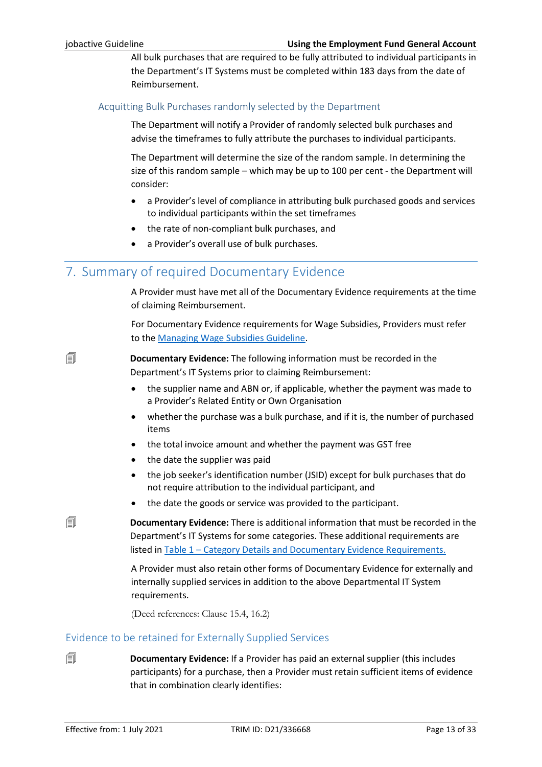All bulk purchases that are required to be fully attributed to individual participants in the Department's IT Systems must be completed within 183 days from the date of Reimbursement.

### Acquitting Bulk Purchases randomly selected by the Department

The Department will notify a Provider of randomly selected bulk purchases and advise the timeframes to fully attribute the purchases to individual participants.

The Department will determine the size of the random sample. In determining the size of this random sample – which may be up to 100 per cent - the Department will consider:

- a Provider's level of compliance in attributing bulk purchased goods and services to individual participants within the set timeframes
- the rate of non-compliant bulk purchases, and
- a Provider's overall use of bulk purchases.

## 7. Summary of required Documentary Evidence

A Provider must have met all of the Documentary Evidence requirements at the time of claiming Reimbursement.

For Documentary Evidence requirements for Wage Subsidies, Providers must refer to the Managing Wage Subsidies Guideline.

**Documentary Evidence:** The following information must be recorded in the Department's IT Systems prior to claiming Reimbursement:

- the supplier name and ABN or, if applicable, whether the payment was made to a Provider's Related Entity or Own Organisation
- whether the purchase was a bulk purchase, and if it is, the number of purchased items
- the total invoice amount and whether the payment was GST free
- the date the supplier was paid
- the job seeker's identification number (JSID) except for bulk purchases that do not require attribution to the individual participant, and
- the date the goods or service was provided to the participant.

**Documentary Evidence:** There is additional information that must be recorded in the Department's IT Systems for some categories. These additional requirements are listed in Table 1 – Category Details and Documentary Evidence Requirements.

A Provider must also retain other forms of Documentary Evidence for externally and internally supplied services in addition to the above Departmental IT System requirements.

(Deed references: Clause 15.4, 16.2)

### Evidence to be retained for Externally Supplied Services

**Documentary Evidence:** If a Provider has paid an external supplier (this includes participants) for a purchase, then a Provider must retain sufficient items of evidence that in combination clearly identifies: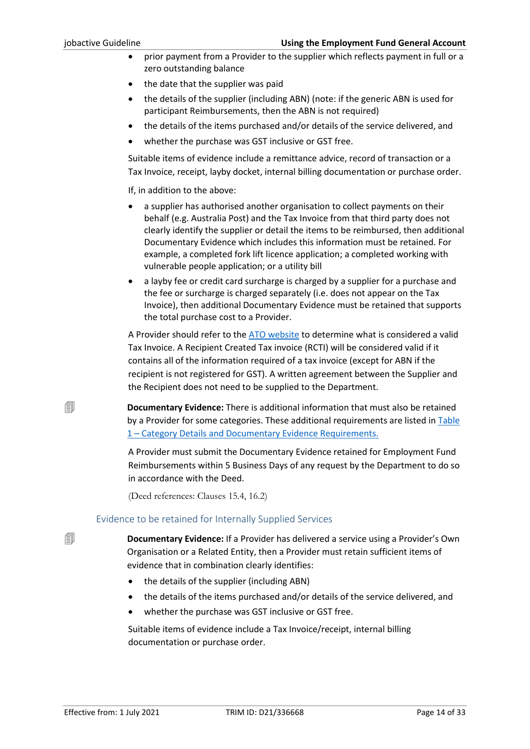- prior payment from a Provider to the supplier which reflects payment in full or a zero outstanding balance
- the date that the supplier was paid
- the details of the supplier (including ABN) (note: if the generic ABN is used for participant Reimbursements, then the ABN is not required)
- the details of the items purchased and/or details of the service delivered, and
- whether the purchase was GST inclusive or GST free.

Suitable items of evidence include a remittance advice, record of transaction or a Tax Invoice, receipt, layby docket, internal billing documentation or purchase order.

If, in addition to the above:

- a supplier has authorised another organisation to collect payments on their behalf (e.g. Australia Post) and the Tax Invoice from that third party does not clearly identify the supplier or detail the items to be reimbursed, then additional Documentary Evidence which includes this information must be retained. For example, a completed fork lift licence application; a completed working with vulnerable people application; or a utility bill
- a layby fee or credit card surcharge is charged by a supplier for a purchase and the fee or surcharge is charged separately (i.e. does not appear on the Tax Invoice), then additional Documentary Evidence must be retained that supports the total purchase cost to a Provider.

A Provider should refer to the ATO website to determine what is considered a valid Tax Invoice. A Recipient Created Tax invoice (RCTI) will be considered valid if it contains all of the information required of a tax invoice (except for ABN if the recipient is not registered for GST). A written agreement between the Supplier and the Recipient does not need to be supplied to the Department.

**Documentary Evidence:** There is additional information that must also be retained by a Provider for some categories. These additional requirements are listed in Table 1 – Category Details and Documentary Evidence Requirements.

A Provider must submit the Documentary Evidence retained for Employment Fund Reimbursements within 5 Business Days of any request by the Department to do so in accordance with the Deed.

(Deed references: Clauses 15.4, 16.2)

### Evidence to be retained for Internally Supplied Services

**Documentary Evidence:** If a Provider has delivered a service using a Provider's Own Organisation or a Related Entity, then a Provider must retain sufficient items of evidence that in combination clearly identifies:

- the details of the supplier (including ABN)
- the details of the items purchased and/or details of the service delivered, and
- whether the purchase was GST inclusive or GST free.

Suitable items of evidence include a Tax Invoice/receipt, internal billing documentation or purchase order.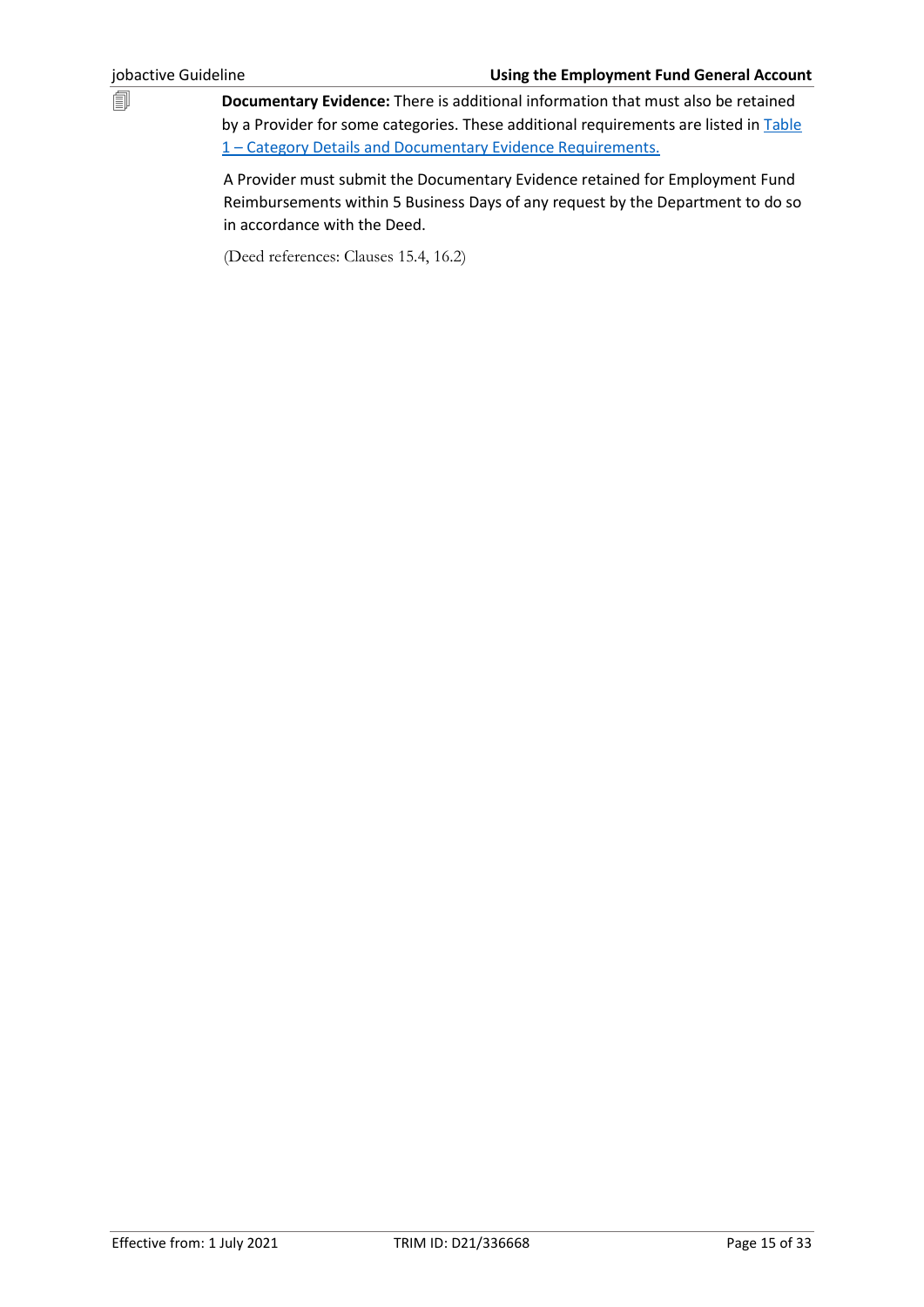**Documentary Evidence:** There is additional information that must also be retained by a Provider for some categories. These additional requirements are listed in Table 1 – Category Details and Documentary Evidence Requirements.

A Provider must submit the Documentary Evidence retained for Employment Fund Reimbursements within 5 Business Days of any request by the Department to do so in accordance with the Deed.

(Deed references: Clauses 15.4, 16.2)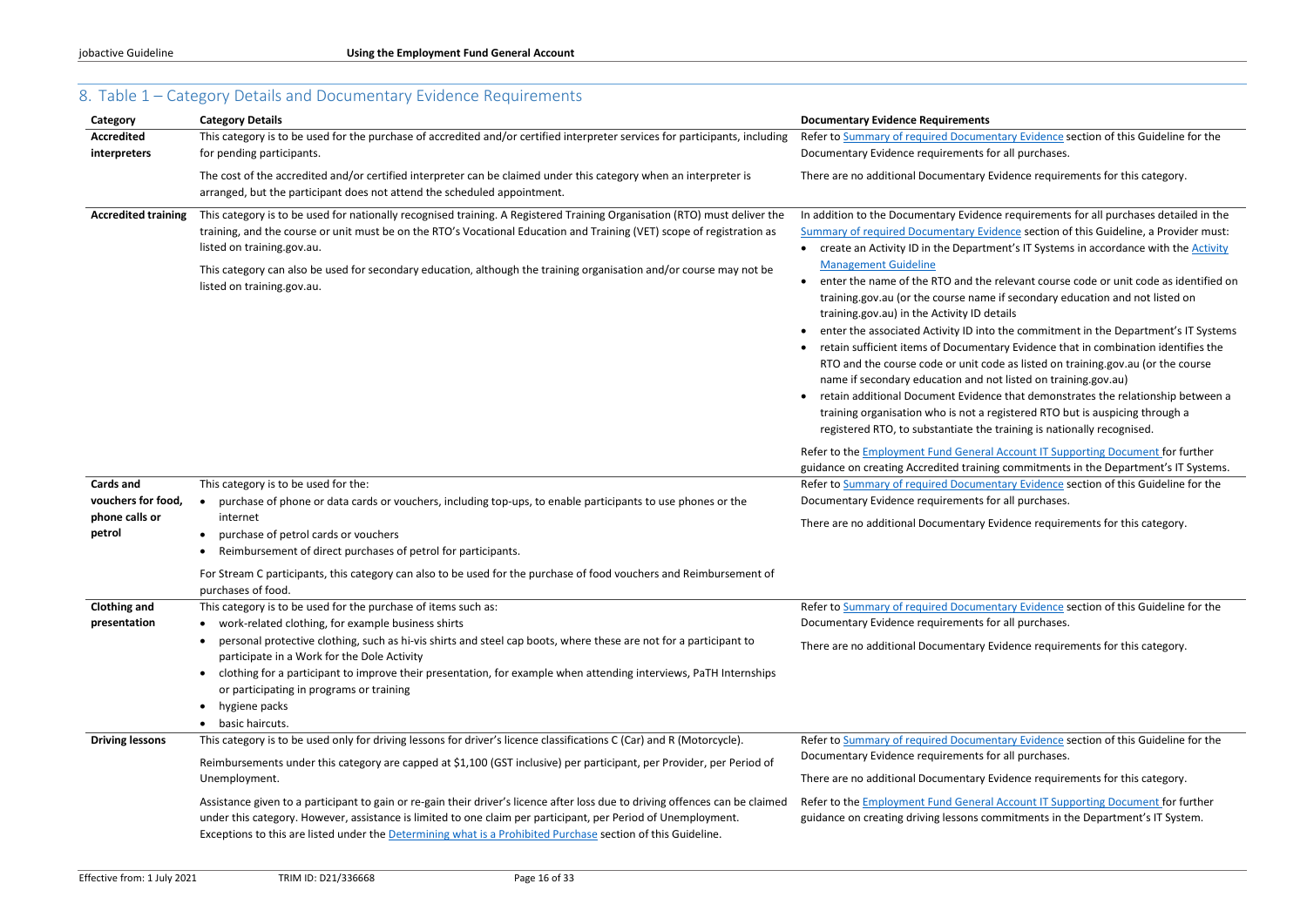## 8. Table 1 – Category Details and Documentary Evidence Requirements

| Category | Category Details | Documentary Evidence Requirements |
|---|---|---|
| **Accredited interpreters** | This category is to be used for the purchase of accredited and/or certified interpreter services for participants, including for pending participants.<br><br>The cost of the accredited and/or certified interpreter can be claimed under this category when an interpreter is arranged, but the participant does not attend the scheduled appointment. | Refer to Summary of required Documentary Evidence section of this Guideline for the Documentary Evidence requirements for all purchases.<br><br>There are no additional Documentary Evidence requirements for this category. |
| **Accredited training** | This category is to be used for nationally recognised training. A Registered Training Organisation (RTO) must deliver the training, and the course or unit must be on the RTO's Vocational Education and Training (VET) scope of registration as listed on training.gov.au.<br><br>This category can also be used for secondary education, although the training organisation and/or course may not be listed on training.gov.au. | In addition to the Documentary Evidence requirements for all purchases detailed in the Summary of required Documentary Evidence section of this Guideline, a Provider must:<br>• create an Activity ID in the Department's IT Systems in accordance with the Activity Management Guideline<br>• enter the name of the RTO and the relevant course code or unit code as identified on training.gov.au (or the course name if secondary education and not listed on training.gov.au) in the Activity ID details<br>• enter the associated Activity ID into the commitment in the Department's IT Systems<br>• retain sufficient items of Documentary Evidence that in combination identifies the RTO and the course code or unit code as listed on training.gov.au (or the course name if secondary education and not listed on training.gov.au)<br>• retain additional Document Evidence that demonstrates the relationship between a training organisation who is not a registered RTO but is auspicing through a registered RTO, to substantiate the training is nationally recognised.<br><br>Refer to the Employment Fund General Account IT Supporting Document for further guidance on creating Accredited training commitments in the Department's IT Systems. |
| **Cards and vouchers for food, phone calls or petrol** | This category is to be used for the:<br>• purchase of phone or data cards or vouchers, including top-ups, to enable participants to use phones or the internet<br>• purchase of petrol cards or vouchers<br>• Reimbursement of direct purchases of petrol for participants.<br><br>For Stream C participants, this category can also to be used for the purchase of food vouchers and Reimbursement of purchases of food. | Refer to Summary of required Documentary Evidence section of this Guideline for the Documentary Evidence requirements for all purchases.<br><br>There are no additional Documentary Evidence requirements for this category. |
| **Clothing and presentation** | This category is to be used for the purchase of items such as:<br>• work-related clothing, for example business shirts<br>• personal protective clothing, such as hi-vis shirts and steel cap boots, where these are not for a participant to participate in a Work for the Dole Activity<br>• clothing for a participant to improve their presentation, for example when attending interviews, PaTH Internships or participating in programs or training<br>• hygiene packs<br>• basic haircuts. | Refer to Summary of required Documentary Evidence section of this Guideline for the Documentary Evidence requirements for all purchases.<br><br>There are no additional Documentary Evidence requirements for this category. |
| **Driving lessons** | This category is to be used only for driving lessons for driver's licence classifications C (Car) and R (Motorcycle).<br><br>Reimbursements under this category are capped at $1,100 (GST inclusive) per participant, per Provider, per Period of Unemployment.<br><br>Assistance given to a participant to gain or re-gain their driver's licence after loss due to driving offences can be claimed under this category. However, assistance is limited to one claim per participant, per Period of Unemployment. Exceptions to this are listed under the Determining what is a Prohibited Purchase section of this Guideline. | Refer to Summary of required Documentary Evidence section of this Guideline for the Documentary Evidence requirements for all purchases.<br><br>There are no additional Documentary Evidence requirements for this category.<br><br>Refer to the Employment Fund General Account IT Supporting Document for further guidance on creating driving lessons commitments in the Department's IT System. |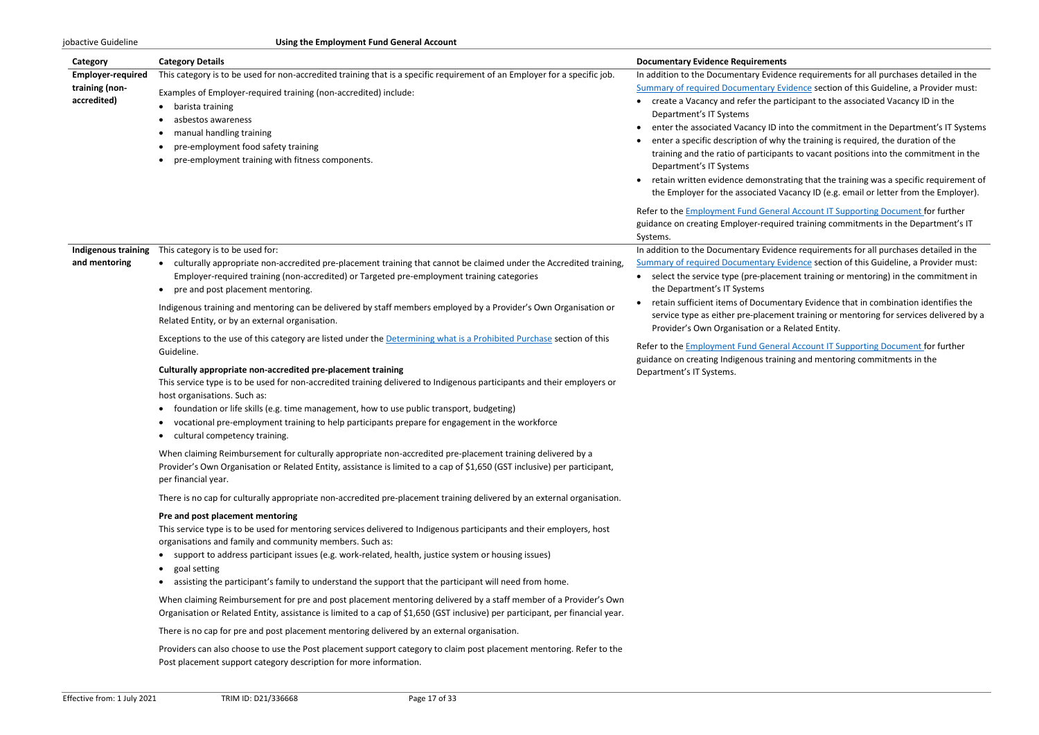| Category | Category Details | Documentary Evidence Requirements |
|---|---|---|
| **Employer-required training (non-accredited)** | This category is to be used for non-accredited training that is a specific requirement of an Employer for a specific job.<br><br>Examples of Employer-required training (non-accredited) include:<br>• barista training<br>• asbestos awareness<br>• manual handling training<br>• pre-employment food safety training<br>• pre-employment training with fitness components. | In addition to the Documentary Evidence requirements for all purchases detailed in the Summary of required Documentary Evidence section of this Guideline, a Provider must:<br>• create a Vacancy and refer the participant to the associated Vacancy ID in the Department's IT Systems<br>• enter the associated Vacancy ID into the commitment in the Department's IT Systems<br>• enter a specific description of why the training is required, the duration of the training and the ratio of participants to vacant positions into the commitment in the Department's IT Systems<br>• retain written evidence demonstrating that the training was a specific requirement of the Employer for the associated Vacancy ID (e.g. email or letter from the Employer).<br><br>Refer to the Employment Fund General Account IT Supporting Document for further guidance on creating Employer-required training commitments in the Department's IT Systems. |
| **Indigenous training and mentoring** | This category is to be used for:<br>• culturally appropriate non-accredited pre-placement training that cannot be claimed under the Accredited training, Employer-required training (non-accredited) or Targeted pre-employment training categories<br>• pre and post placement mentoring.<br><br>Indigenous training and mentoring can be delivered by staff members employed by a Provider's Own Organisation or Related Entity, or by an external organisation.<br><br>Exceptions to the use of this category are listed under the Determining what is a Prohibited Purchase section of this Guideline.<br><br>**Culturally appropriate non-accredited pre-placement training**<br>This service type is to be used for non-accredited training delivered to Indigenous participants and their employers or host organisations. Such as:<br>• foundation or life skills (e.g. time management, how to use public transport, budgeting)<br>• vocational pre-employment training to help participants prepare for engagement in the workforce<br>• cultural competency training.<br><br>When claiming Reimbursement for culturally appropriate non-accredited pre-placement training delivered by a Provider's Own Organisation or Related Entity, assistance is limited to a cap of $1,650 (GST inclusive) per participant, per financial year.<br><br>There is no cap for culturally appropriate non-accredited pre-placement training delivered by an external organisation.<br><br>**Pre and post placement mentoring**<br>This service type is to be used for mentoring services delivered to Indigenous participants and their employers, host organisations and family and community members. Such as:<br>• support to address participant issues (e.g. work-related, health, justice system or housing issues)<br>• goal setting<br>• assisting the participant's family to understand the support that the participant will need from home.<br><br>When claiming Reimbursement for pre and post placement mentoring delivered by a staff member of a Provider's Own Organisation or Related Entity, assistance is limited to a cap of $1,650 (GST inclusive) per participant, per financial year.<br><br>There is no cap for pre and post placement mentoring delivered by an external organisation.<br><br>Providers can also choose to use the Post placement support category to claim post placement mentoring. Refer to the Post placement support category description for more information. | In addition to the Documentary Evidence requirements for all purchases detailed in the Summary of required Documentary Evidence section of this Guideline, a Provider must:<br>• select the service type (pre-placement training or mentoring) in the commitment in the Department's IT Systems<br>• retain sufficient items of Documentary Evidence that in combination identifies the service type as either pre-placement training or mentoring for services delivered by a Provider's Own Organisation or a Related Entity.<br><br>Refer to the Employment Fund General Account IT Supporting Document for further guidance on creating Indigenous training and mentoring commitments in the Department's IT Systems. |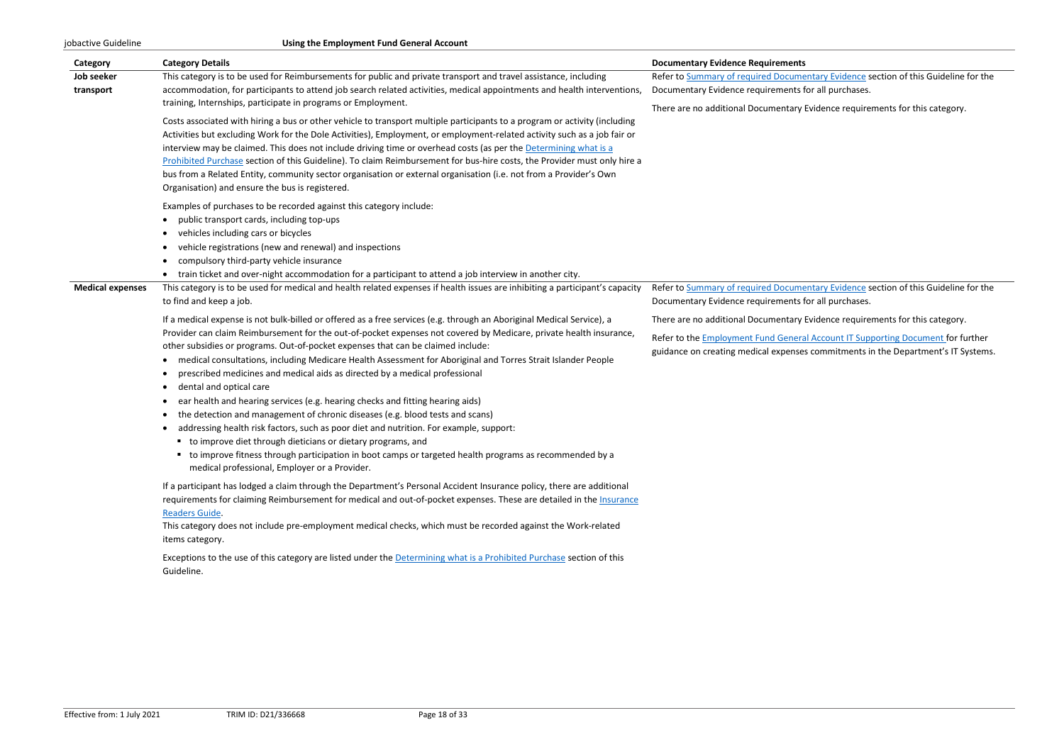| Category | Category Details | Documentary Evidence Requirements |
|---|---|---|
| **Job seeker transport** | This category is to be used for Reimbursements for public and private transport and travel assistance, including accommodation, for participants to attend job search related activities, medical appointments and health interventions, training, Internships, participate in programs or Employment.<br><br>Costs associated with hiring a bus or other vehicle to transport multiple participants to a program or activity (including Activities but excluding Work for the Dole Activities), Employment, or employment-related activity such as a job fair or interview may be claimed. This does not include driving time or overhead costs (as per the Determining what is a Prohibited Purchase section of this Guideline). To claim Reimbursement for bus-hire costs, the Provider must only hire a bus from a Related Entity, community sector organisation or external organisation (i.e. not from a Provider's Own Organisation) and ensure the bus is registered.<br><br>Examples of purchases to be recorded against this category include:<br>• public transport cards, including top-ups<br>• vehicles including cars or bicycles<br>• vehicle registrations (new and renewal) and inspections<br>• compulsory third-party vehicle insurance<br>• train ticket and over-night accommodation for a participant to attend a job interview in another city. | Refer to Summary of required Documentary Evidence section of this Guideline for the Documentary Evidence requirements for all purchases.<br><br>There are no additional Documentary Evidence requirements for this category. |
| **Medical expenses** | This category is to be used for medical and health related expenses if health issues are inhibiting a participant's capacity to find and keep a job.<br><br>If a medical expense is not bulk-billed or offered as a free services (e.g. through an Aboriginal Medical Service), a Provider can claim Reimbursement for the out-of-pocket expenses not covered by Medicare, private health insurance, other subsidies or programs. Out-of-pocket expenses that can be claimed include:<br>• medical consultations, including Medicare Health Assessment for Aboriginal and Torres Strait Islander People<br>• prescribed medicines and medical aids as directed by a medical professional<br>• dental and optical care<br>• ear health and hearing services (e.g. hearing checks and fitting hearing aids)<br>• the detection and management of chronic diseases (e.g. blood tests and scans)<br>• addressing health risk factors, such as poor diet and nutrition. For example, support:<br>&nbsp;&nbsp;▪ to improve diet through dieticians or dietary programs, and<br>&nbsp;&nbsp;▪ to improve fitness through participation in boot camps or targeted health programs as recommended by a medical professional, Employer or a Provider.<br><br>If a participant has lodged a claim through the Department's Personal Accident Insurance policy, there are additional requirements for claiming Reimbursement for medical and out-of-pocket expenses. These are detailed in the Insurance Readers Guide.<br>This category does not include pre-employment medical checks, which must be recorded against the Work-related items category.<br><br>Exceptions to the use of this category are listed under the Determining what is a Prohibited Purchase section of this Guideline. | Refer to Summary of required Documentary Evidence section of this Guideline for the Documentary Evidence requirements for all purchases.<br><br>There are no additional Documentary Evidence requirements for this category.<br><br>Refer to the Employment Fund General Account IT Supporting Document for further guidance on creating medical expenses commitments in the Department's IT Systems. |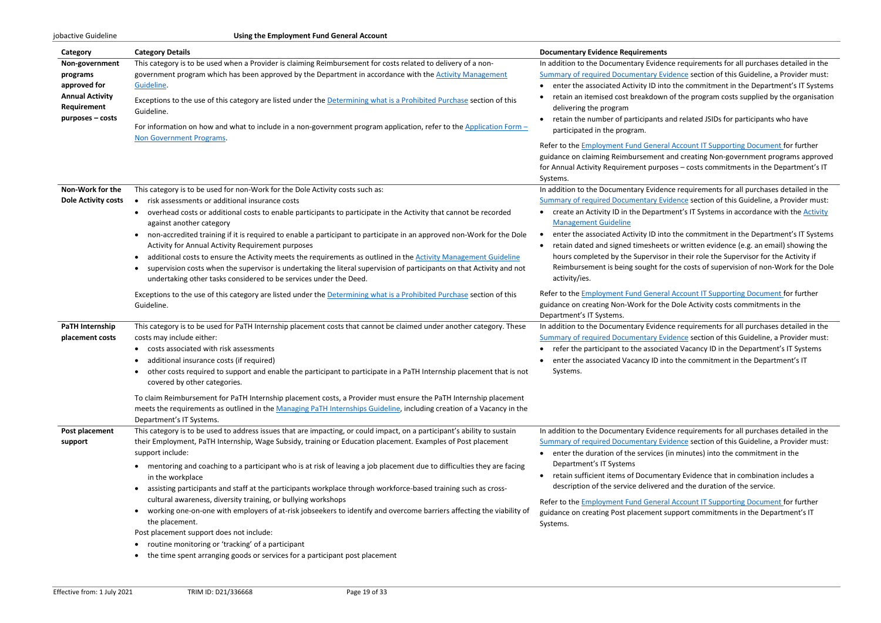| Category | Category Details | Documentary Evidence Requirements |
| --- | --- | --- |
| **Non-government programs approved for Annual Activity Requirement purposes – costs** | This category is to be used when a Provider is claiming Reimbursement for costs related to delivery of a non-government program which has been approved by the Department in accordance with the Activity Management Guideline.<br><br>Exceptions to the use of this category are listed under the Determining what is a Prohibited Purchase section of this Guideline.<br><br>For information on how and what to include in a non-government program application, refer to the Application Form – Non Government Programs. | In addition to the Documentary Evidence requirements for all purchases detailed in the Summary of required Documentary Evidence section of this Guideline, a Provider must:<br>• enter the associated Activity ID into the commitment in the Department's IT Systems<br>• retain an itemised cost breakdown of the program costs supplied by the organisation delivering the program<br>• retain the number of participants and related JSIDs for participants who have participated in the program.<br><br>Refer to the Employment Fund General Account IT Supporting Document for further guidance on claiming Reimbursement and creating Non-government programs approved for Annual Activity Requirement purposes – costs commitments in the Department's IT Systems. |
| **Non-Work for the Dole Activity costs** | This category is to be used for non-Work for the Dole Activity costs such as:<br>• risk assessments or additional insurance costs<br>• overhead costs or additional costs to enable participants to participate in the Activity that cannot be recorded against another category<br>• non-accredited training if it is required to enable a participant to participate in an approved non-Work for the Dole Activity for Annual Activity Requirement purposes<br>• additional costs to ensure the Activity meets the requirements as outlined in the Activity Management Guideline<br>• supervision costs when the supervisor is undertaking the literal supervision of participants on that Activity and not undertaking other tasks considered to be services under the Deed.<br><br>Exceptions to the use of this category are listed under the Determining what is a Prohibited Purchase section of this Guideline. | In addition to the Documentary Evidence requirements for all purchases detailed in the Summary of required Documentary Evidence section of this Guideline, a Provider must:<br>• create an Activity ID in the Department's IT Systems in accordance with the Activity Management Guideline<br>• enter the associated Activity ID into the commitment in the Department's IT Systems<br>• retain dated and signed timesheets or written evidence (e.g. an email) showing the hours completed by the Supervisor in their role the Supervisor for the Activity if Reimbursement is being sought for the costs of supervision of non-Work for the Dole activity/ies.<br><br>Refer to the Employment Fund General Account IT Supporting Document for further guidance on creating Non-Work for the Dole Activity costs commitments in the Department's IT Systems. |
| **PaTH Internship placement costs** | This category is to be used for PaTH Internship placement costs that cannot be claimed under another category. These costs may include either:<br>• costs associated with risk assessments<br>• additional insurance costs (if required)<br>• other costs required to support and enable the participant to participate in a PaTH Internship placement that is not covered by other categories.<br><br>To claim Reimbursement for PaTH Internship placement costs, a Provider must ensure the PaTH Internship placement meets the requirements as outlined in the Managing PaTH Internships Guideline, including creation of a Vacancy in the Department's IT Systems. | In addition to the Documentary Evidence requirements for all purchases detailed in the Summary of required Documentary Evidence section of this Guideline, a Provider must:<br>• refer the participant to the associated Vacancy ID in the Department's IT Systems<br>• enter the associated Vacancy ID into the commitment in the Department's IT Systems. |
| **Post placement support** | This category is to be used to address issues that are impacting, or could impact, on a participant's ability to sustain their Employment, PaTH Internship, Wage Subsidy, training or Education placement. Examples of Post placement support include:<br>• mentoring and coaching to a participant who is at risk of leaving a job placement due to difficulties they are facing in the workplace<br>• assisting participants and staff at the participants workplace through workforce-based training such as cross-cultural awareness, diversity training, or bullying workshops<br>• working one-on-one with employers of at-risk jobseekers to identify and overcome barriers affecting the viability of the placement.<br><br>Post placement support does not include:<br>• routine monitoring or 'tracking' of a participant<br>• the time spent arranging goods or services for a participant post placement | In addition to the Documentary Evidence requirements for all purchases detailed in the Summary of required Documentary Evidence section of this Guideline, a Provider must:<br>• enter the duration of the services (in minutes) into the commitment in the Department's IT Systems<br>• retain sufficient items of Documentary Evidence that in combination includes a description of the service delivered and the duration of the service.<br><br>Refer to the Employment Fund General Account IT Supporting Document for further guidance on creating Post placement support commitments in the Department's IT Systems. |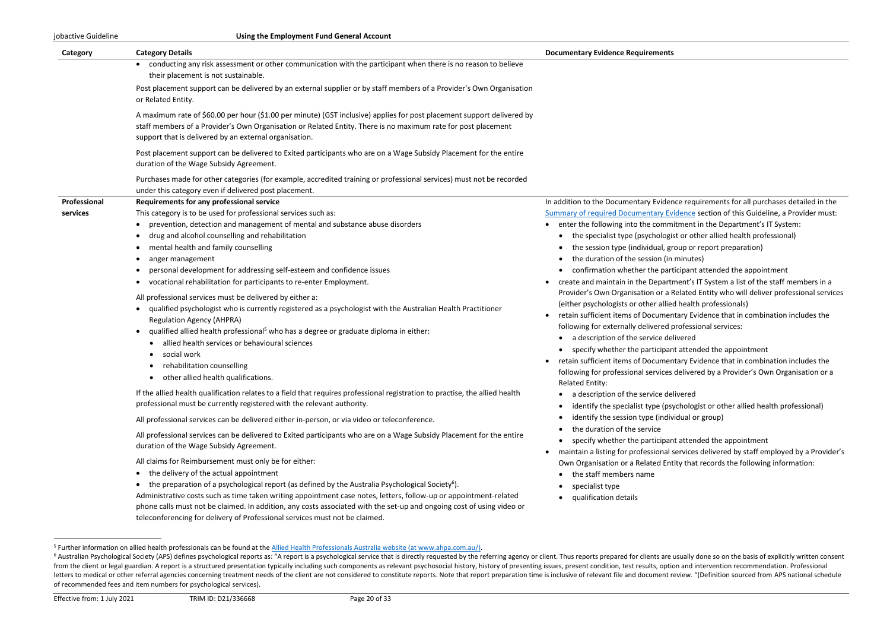| Category | Category Details | Documentary Evidence Requirements |
|---|---|---|
| | • conducting any risk assessment or other communication with the participant when there is no reason to believe their placement is not sustainable.<br><br>Post placement support can be delivered by an external supplier or by staff members of a Provider's Own Organisation or Related Entity.<br><br>A maximum rate of $60.00 per hour ($1.00 per minute) (GST inclusive) applies for post placement support delivered by staff members of a Provider's Own Organisation or Related Entity. There is no maximum rate for post placement support that is delivered by an external organisation.<br><br>Post placement support can be delivered to Exited participants who are on a Wage Subsidy Placement for the entire duration of the Wage Subsidy Agreement.<br><br>Purchases made for other categories (for example, accredited training or professional services) must not be recorded under this category even if delivered post placement. | |
| **Professional services** | **Requirements for any professional service**<br>This category is to be used for professional services such as:<br>• prevention, detection and management of mental and substance abuse disorders<br>• drug and alcohol counselling and rehabilitation<br>• mental health and family counselling<br>• anger management<br>• personal development for addressing self-esteem and confidence issues<br>• vocational rehabilitation for participants to re-enter Employment.<br><br>All professional services must be delivered by either a:<br>• qualified psychologist who is currently registered as a psychologist with the Australian Health Practitioner Regulation Agency (AHPRA)<br>• qualified allied health professional[5] who has a degree or graduate diploma in either:<br>  • allied health services or behavioural sciences<br>  • social work<br>  • rehabilitation counselling<br>  • other allied health qualifications.<br><br>If the allied health qualification relates to a field that requires professional registration to practise, the allied health professional must be currently registered with the relevant authority.<br><br>All professional services can be delivered either in-person, or via video or teleconference.<br><br>All professional services can be delivered to Exited participants who are on a Wage Subsidy Placement for the entire duration of the Wage Subsidy Agreement.<br><br>All claims for Reimbursement must only be for either:<br>• the delivery of the actual appointment<br>• the preparation of a psychological report (as defined by the Australia Psychological Society[6]).<br>Administrative costs such as time taken writing appointment case notes, letters, follow-up or appointment-related phone calls must not be claimed. In addition, any costs associated with the set-up and ongoing cost of using video or teleconferencing for delivery of Professional services must not be claimed. | In addition to the Documentary Evidence requirements for all purchases detailed in the Summary of required Documentary Evidence section of this Guideline, a Provider must:<br>• enter the following into the commitment in the Department's IT System:<br>  • the specialist type (psychologist or other allied health professional)<br>  • the session type (individual, group or report preparation)<br>  • the duration of the session (in minutes)<br>  • confirmation whether the participant attended the appointment<br>• create and maintain in the Department's IT System a list of the staff members in a Provider's Own Organisation or a Related Entity who will deliver professional services (either psychologists or other allied health professionals)<br>• retain sufficient items of Documentary Evidence that in combination includes the following for externally delivered professional services:<br>  • a description of the service delivered<br>  • specify whether the participant attended the appointment<br>• retain sufficient items of Documentary Evidence that in combination includes the following for professional services delivered by a Provider's Own Organisation or a Related Entity:<br>  • a description of the service delivered<br>  • identify the specialist type (psychologist or other allied health professional)<br>  • identify the session type (individual or group)<br>  • the duration of the service<br>  • specify whether the participant attended the appointment<br>• maintain a listing for professional services delivered by staff employed by a Provider's Own Organisation or a Related Entity that records the following information:<br>  • the staff members name<br>  • specialist type<br>  • qualification details |

[5] Further information on allied health professionals can be found at the Allied Health Professionals Australia website (at www.ahpa.com.au/).

[6] Australian Psychological Society (APS) defines psychological reports as: "A report is a psychological service that is directly requested by the referring agency or client. Thus reports prepared for clients are usually done so on the basis of explicitly written consent from the client or legal guardian. A report is a structured presentation typically including such components as relevant psychosocial history, history of presenting issues, present condition, test results, option and intervention recommendation. Professional letters to medical or other referral agencies concerning treatment needs of the client are not considered to constitute reports. Note that report preparation time is inclusive of relevant file and document review. "(Definition sourced from APS national schedule of recommended fees and item numbers for psychological services).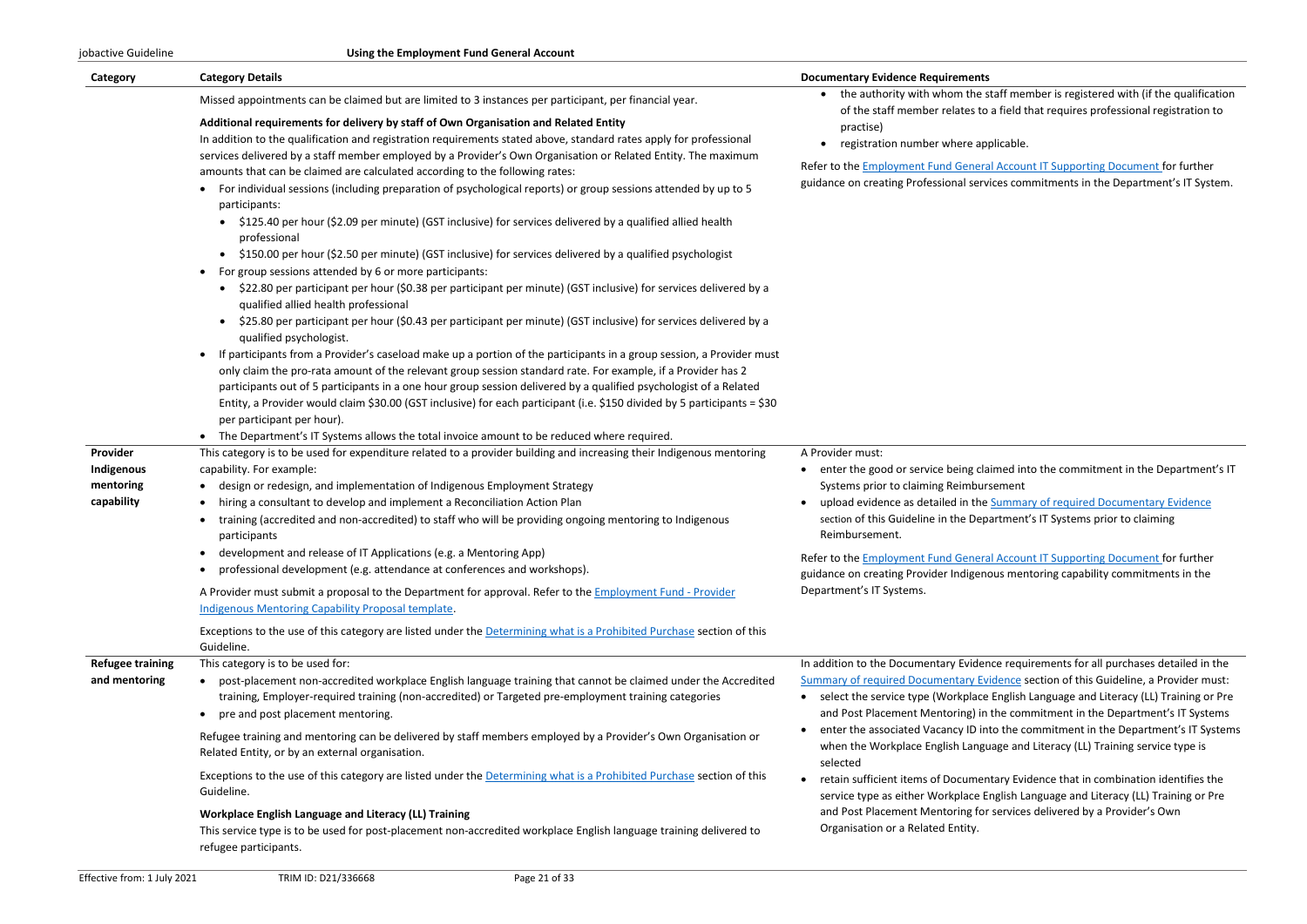| Category | Category Details | Documentary Evidence Requirements |
|---|---|---|
| | Missed appointments can be claimed but are limited to 3 instances per participant, per financial year.<br><br>**Additional requirements for delivery by staff of Own Organisation and Related Entity**<br>In addition to the qualification and registration requirements stated above, standard rates apply for professional services delivered by a staff member employed by a Provider's Own Organisation or Related Entity. The maximum amounts that can be claimed are calculated according to the following rates:<br>• For individual sessions (including preparation of psychological reports) or group sessions attended by up to 5 participants:<br>  • $125.40 per hour ($2.09 per minute) (GST inclusive) for services delivered by a qualified allied health professional<br>  • $150.00 per hour ($2.50 per minute) (GST inclusive) for services delivered by a qualified psychologist<br>• For group sessions attended by 6 or more participants:<br>  • $22.80 per participant per hour ($0.38 per participant per minute) (GST inclusive) for services delivered by a qualified allied health professional<br>  • $25.80 per participant per hour ($0.43 per participant per minute) (GST inclusive) for services delivered by a qualified psychologist.<br>• If participants from a Provider's caseload make up a portion of the participants in a group session, a Provider must only claim the pro-rata amount of the relevant group session standard rate. For example, if a Provider has 2 participants out of 5 participants in a one hour group session delivered by a qualified psychologist of a Related Entity, a Provider would claim $30.00 (GST inclusive) for each participant (i.e. $150 divided by 5 participants = $30 per participant per hour).<br>• The Department's IT Systems allows the total invoice amount to be reduced where required. | • the authority with whom the staff member is registered with (if the qualification of the staff member relates to a field that requires professional registration to practise)<br>• registration number where applicable.<br><br>Refer to the Employment Fund General Account IT Supporting Document for further guidance on creating Professional services commitments in the Department's IT System. |
| **Provider Indigenous mentoring capability** | This category is to be used for expenditure related to a provider building and increasing their Indigenous mentoring capability. For example:<br>• design or redesign, and implementation of Indigenous Employment Strategy<br>• hiring a consultant to develop and implement a Reconciliation Action Plan<br>• training (accredited and non-accredited) to staff who will be providing ongoing mentoring to Indigenous participants<br>• development and release of IT Applications (e.g. a Mentoring App)<br>• professional development (e.g. attendance at conferences and workshops).<br><br>A Provider must submit a proposal to the Department for approval. Refer to the Employment Fund - Provider Indigenous Mentoring Capability Proposal template.<br><br>Exceptions to the use of this category are listed under the Determining what is a Prohibited Purchase section of this Guideline. | A Provider must:<br>• enter the good or service being claimed into the commitment in the Department's IT Systems prior to claiming Reimbursement<br>• upload evidence as detailed in the Summary of required Documentary Evidence section of this Guideline in the Department's IT Systems prior to claiming Reimbursement.<br><br>Refer to the Employment Fund General Account IT Supporting Document for further guidance on creating Provider Indigenous mentoring capability commitments in the Department's IT Systems. |
| **Refugee training and mentoring** | This category is to be used for:<br>• post-placement non-accredited workplace English language training that cannot be claimed under the Accredited training, Employer-required training (non-accredited) or Targeted pre-employment training categories<br>• pre and post placement mentoring.<br><br>Refugee training and mentoring can be delivered by staff members employed by a Provider's Own Organisation or Related Entity, or by an external organisation.<br><br>Exceptions to the use of this category are listed under the Determining what is a Prohibited Purchase section of this Guideline.<br><br>**Workplace English Language and Literacy (LL) Training**<br>This service type is to be used for post-placement non-accredited workplace English language training delivered to refugee participants. | In addition to the Documentary Evidence requirements for all purchases detailed in the Summary of required Documentary Evidence section of this Guideline, a Provider must:<br>• select the service type (Workplace English Language and Literacy (LL) Training or Pre and Post Placement Mentoring) in the commitment in the Department's IT Systems<br>• enter the associated Vacancy ID into the commitment in the Department's IT Systems when the Workplace English Language and Literacy (LL) Training service type is selected<br>• retain sufficient items of Documentary Evidence that in combination identifies the service type as either Workplace English Language and Literacy (LL) Training or Pre and Post Placement Mentoring for services delivered by a Provider's Own Organisation or a Related Entity. |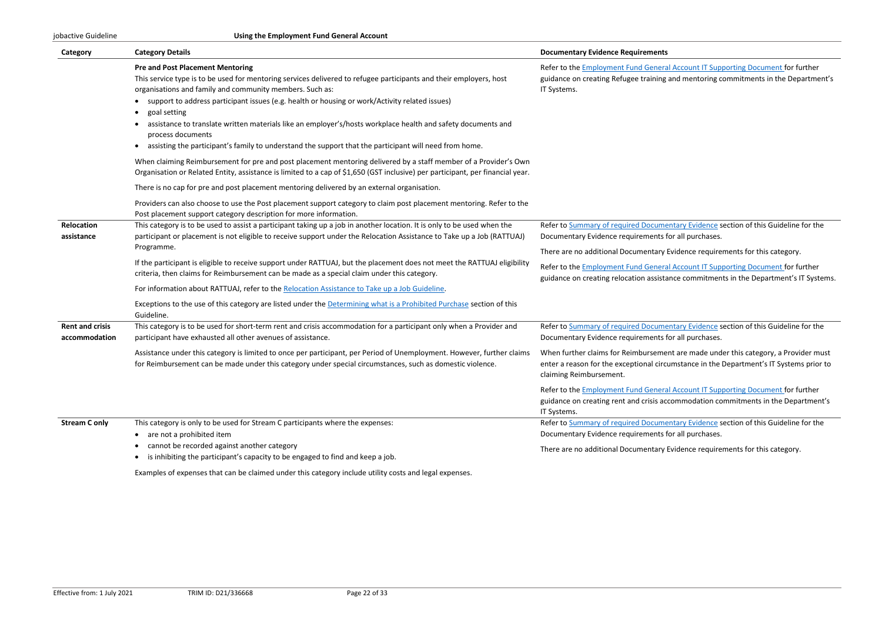| Category | Category Details | Documentary Evidence Requirements |
|---|---|---|
| | **Pre and Post Placement Mentoring**<br>This service type is to be used for mentoring services delivered to refugee participants and their employers, host organisations and family and community members. Such as:<br>• support to address participant issues (e.g. health or housing or work/Activity related issues)<br>• goal setting<br>• assistance to translate written materials like an employer's/hosts workplace health and safety documents and process documents<br>• assisting the participant's family to understand the support that the participant will need from home.<br><br>When claiming Reimbursement for pre and post placement mentoring delivered by a staff member of a Provider's Own Organisation or Related Entity, assistance is limited to a cap of $1,650 (GST inclusive) per participant, per financial year.<br><br>There is no cap for pre and post placement mentoring delivered by an external organisation.<br><br>Providers can also choose to use the Post placement support category to claim post placement mentoring. Refer to the Post placement support category description for more information. | Refer to the Employment Fund General Account IT Supporting Document for further guidance on creating Refugee training and mentoring commitments in the Department's IT Systems. |
| **Relocation assistance** | This category is to be used to assist a participant taking up a job in another location. It is only to be used when the participant or placement is not eligible to receive support under the Relocation Assistance to Take up a Job (RATTUAJ) Programme.<br><br>If the participant is eligible to receive support under RATTUAJ, but the placement does not meet the RATTUAJ eligibility criteria, then claims for Reimbursement can be made as a special claim under this category.<br><br>For information about RATTUAJ, refer to the Relocation Assistance to Take up a Job Guideline.<br><br>Exceptions to the use of this category are listed under the Determining what is a Prohibited Purchase section of this Guideline. | Refer to Summary of required Documentary Evidence section of this Guideline for the Documentary Evidence requirements for all purchases.<br><br>There are no additional Documentary Evidence requirements for this category.<br><br>Refer to the Employment Fund General Account IT Supporting Document for further guidance on creating relocation assistance commitments in the Department's IT Systems. |
| **Rent and crisis accommodation** | This category is to be used for short-term rent and crisis accommodation for a participant only when a Provider and participant have exhausted all other avenues of assistance.<br><br>Assistance under this category is limited to once per participant, per Period of Unemployment. However, further claims for Reimbursement can be made under this category under special circumstances, such as domestic violence. | Refer to Summary of required Documentary Evidence section of this Guideline for the Documentary Evidence requirements for all purchases.<br><br>When further claims for Reimbursement are made under this category, a Provider must enter a reason for the exceptional circumstance in the Department's IT Systems prior to claiming Reimbursement.<br><br>Refer to the Employment Fund General Account IT Supporting Document for further guidance on creating rent and crisis accommodation commitments in the Department's IT Systems. |
| **Stream C only** | This category is only to be used for Stream C participants where the expenses:<br>• are not a prohibited item<br>• cannot be recorded against another category<br>• is inhibiting the participant's capacity to be engaged to find and keep a job.<br><br>Examples of expenses that can be claimed under this category include utility costs and legal expenses. | Refer to Summary of required Documentary Evidence section of this Guideline for the Documentary Evidence requirements for all purchases.<br><br>There are no additional Documentary Evidence requirements for this category. |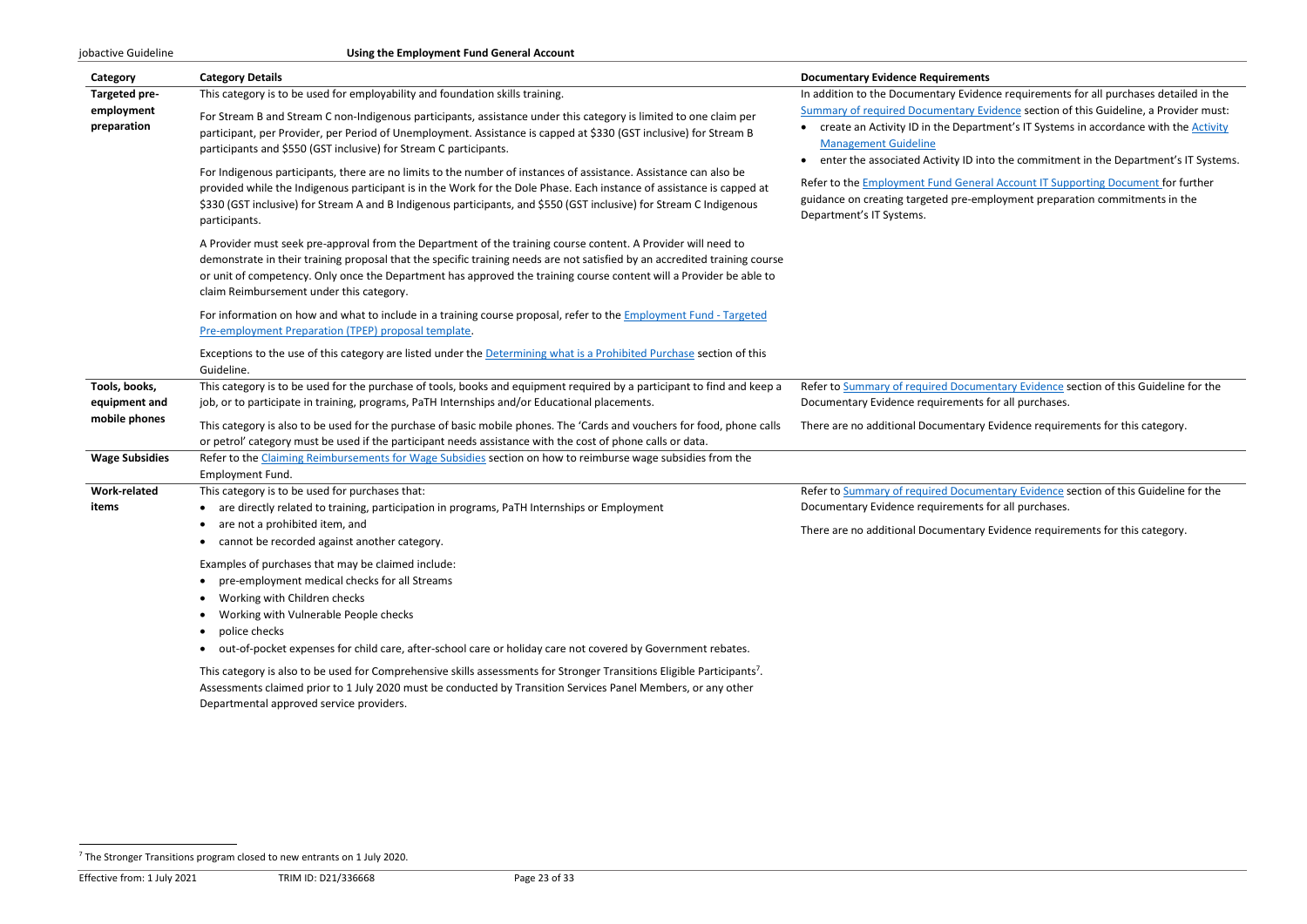| Category | Category Details | Documentary Evidence Requirements |
| --- | --- | --- |
| **Targeted pre-employment preparation** | This category is to be used for employability and foundation skills training.<br><br>For Stream B and Stream C non-Indigenous participants, assistance under this category is limited to one claim per participant, per Provider, per Period of Unemployment. Assistance is capped at $330 (GST inclusive) for Stream B participants and $550 (GST inclusive) for Stream C participants.<br><br>For Indigenous participants, there are no limits to the number of instances of assistance. Assistance can also be provided while the Indigenous participant is in the Work for the Dole Phase. Each instance of assistance is capped at $330 (GST inclusive) for Stream A and B Indigenous participants, and $550 (GST inclusive) for Stream C Indigenous participants.<br><br>A Provider must seek pre-approval from the Department of the training course content. A Provider will need to demonstrate in their training proposal that the specific training needs are not satisfied by an accredited training course or unit of competency. Only once the Department has approved the training course content will a Provider be able to claim Reimbursement under this category.<br><br>For information on how and what to include in a training course proposal, refer to the Employment Fund - Targeted Pre-employment Preparation (TPEP) proposal template.<br><br>Exceptions to the use of this category are listed under the Determining what is a Prohibited Purchase section of this Guideline. | In addition to the Documentary Evidence requirements for all purchases detailed in the Summary of required Documentary Evidence section of this Guideline, a Provider must:<br>• create an Activity ID in the Department's IT Systems in accordance with the Activity Management Guideline<br>• enter the associated Activity ID into the commitment in the Department's IT Systems.<br><br>Refer to the Employment Fund General Account IT Supporting Document for further guidance on creating targeted pre-employment preparation commitments in the Department's IT Systems. |
| **Tools, books, equipment and mobile phones** | This category is to be used for the purchase of tools, books and equipment required by a participant to find and keep a job, or to participate in training, programs, PaTH Internships and/or Educational placements.<br><br>This category is also to be used for the purchase of basic mobile phones. The 'Cards and vouchers for food, phone calls or petrol' category must be used if the participant needs assistance with the cost of phone calls or data. | Refer to Summary of required Documentary Evidence section of this Guideline for the Documentary Evidence requirements for all purchases.<br><br>There are no additional Documentary Evidence requirements for this category. |
| **Wage Subsidies** | Refer to the Claiming Reimbursements for Wage Subsidies section on how to reimburse wage subsidies from the Employment Fund. | |
| **Work-related items** | This category is to be used for purchases that:<br>• are directly related to training, participation in programs, PaTH Internships or Employment<br>• are not a prohibited item, and<br>• cannot be recorded against another category.<br><br>Examples of purchases that may be claimed include:<br>• pre-employment medical checks for all Streams<br>• Working with Children checks<br>• Working with Vulnerable People checks<br>• police checks<br>• out-of-pocket expenses for child care, after-school care or holiday care not covered by Government rebates.<br><br>This category is also to be used for Comprehensive skills assessments for Stronger Transitions Eligible Participants[7]. Assessments claimed prior to 1 July 2020 must be conducted by Transition Services Panel Members, or any other Departmental approved service providers. | Refer to Summary of required Documentary Evidence section of this Guideline for the Documentary Evidence requirements for all purchases.<br><br>There are no additional Documentary Evidence requirements for this category. |

[7] The Stronger Transitions program closed to new entrants on 1 July 2020.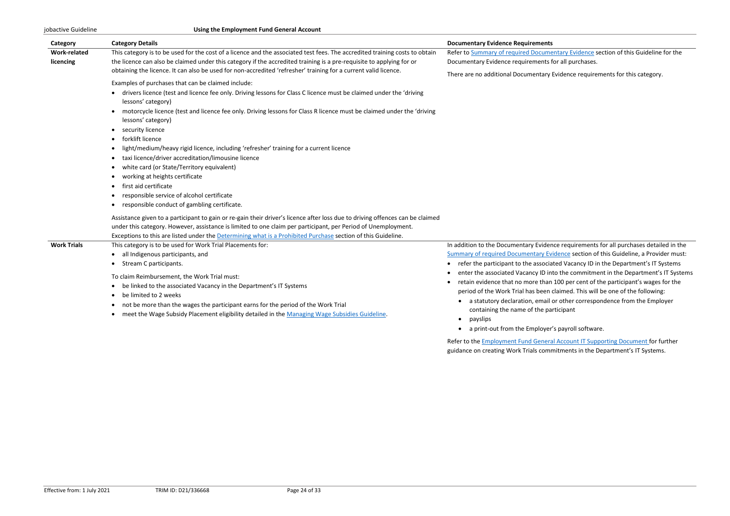| Category | Category Details | Documentary Evidence Requirements |
|---|---|---|
| **Work-related licencing** | This category is to be used for the cost of a licence and the associated test fees. The accredited training costs to obtain the licence can also be claimed under this category if the accredited training is a pre-requisite to applying for or obtaining the licence. It can also be used for non-accredited 'refresher' training for a current valid licence.<br><br>Examples of purchases that can be claimed include:<br>• drivers licence (test and licence fee only. Driving lessons for Class C licence must be claimed under the 'driving lessons' category)<br>• motorcycle licence (test and licence fee only. Driving lessons for Class R licence must be claimed under the 'driving lessons' category)<br>• security licence<br>• forklift licence<br>• light/medium/heavy rigid licence, including 'refresher' training for a current licence<br>• taxi licence/driver accreditation/limousine licence<br>• white card (or State/Territory equivalent)<br>• working at heights certificate<br>• first aid certificate<br>• responsible service of alcohol certificate<br>• responsible conduct of gambling certificate.<br><br>Assistance given to a participant to gain or re-gain their driver's licence after loss due to driving offences can be claimed under this category. However, assistance is limited to one claim per participant, per Period of Unemployment. Exceptions to this are listed under the Determining what is a Prohibited Purchase section of this Guideline. | Refer to Summary of required Documentary Evidence section of this Guideline for the Documentary Evidence requirements for all purchases.<br><br>There are no additional Documentary Evidence requirements for this category. |
| **Work Trials** | This category is to be used for Work Trial Placements for:<br>• all Indigenous participants, and<br>• Stream C participants.<br><br>To claim Reimbursement, the Work Trial must:<br>• be linked to the associated Vacancy in the Department's IT Systems<br>• be limited to 2 weeks<br>• not be more than the wages the participant earns for the period of the Work Trial<br>• meet the Wage Subsidy Placement eligibility detailed in the Managing Wage Subsidies Guideline. | In addition to the Documentary Evidence requirements for all purchases detailed in the Summary of required Documentary Evidence section of this Guideline, a Provider must:<br>• refer the participant to the associated Vacancy ID in the Department's IT Systems<br>• enter the associated Vacancy ID into the commitment in the Department's IT Systems<br>• retain evidence that no more than 100 per cent of the participant's wages for the period of the Work Trial has been claimed. This will be one of the following:<br>  • a statutory declaration, email or other correspondence from the Employer containing the name of the participant<br>  • payslips<br>  • a print-out from the Employer's payroll software.<br><br>Refer to the Employment Fund General Account IT Supporting Document for further guidance on creating Work Trials commitments in the Department's IT Systems. |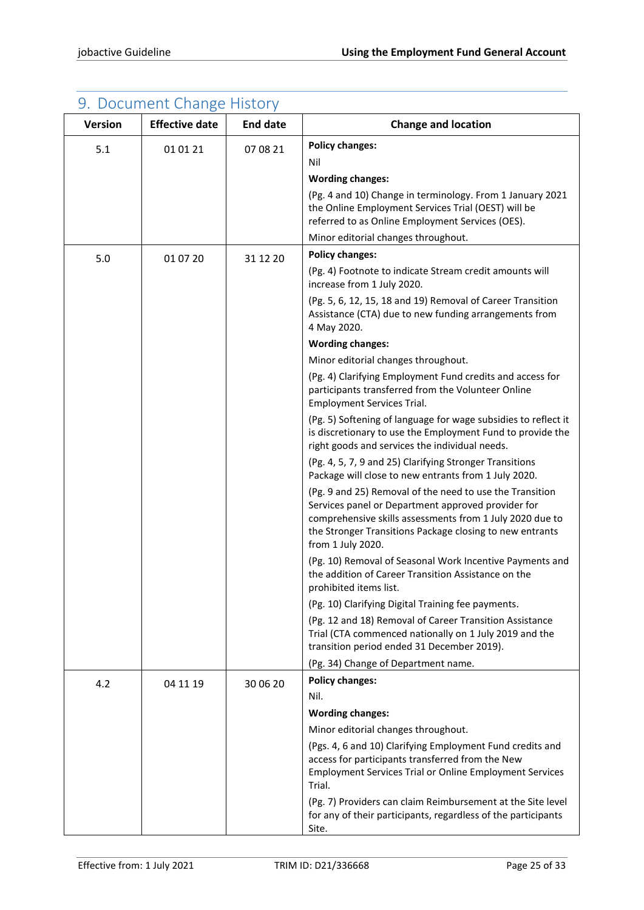## 9. Document Change History

| Version | Effective date | End date | Change and location |
|---|---|---|---|
| 5.1 | 01 01 21 | 07 08 21 | **Policy changes:**<br>Nil<br>**Wording changes:**<br>(Pg. 4 and 10) Change in terminology. From 1 January 2021 the Online Employment Services Trial (OEST) will be referred to as Online Employment Services (OES).<br>Minor editorial changes throughout. |
| 5.0 | 01 07 20 | 31 12 20 | **Policy changes:**<br>(Pg. 4) Footnote to indicate Stream credit amounts will increase from 1 July 2020.<br>(Pg. 5, 6, 12, 15, 18 and 19) Removal of Career Transition Assistance (CTA) due to new funding arrangements from 4 May 2020.<br>**Wording changes:**<br>Minor editorial changes throughout.<br>(Pg. 4) Clarifying Employment Fund credits and access for participants transferred from the Volunteer Online Employment Services Trial.<br>(Pg. 5) Softening of language for wage subsidies to reflect it is discretionary to use the Employment Fund to provide the right goods and services the individual needs.<br>(Pg. 4, 5, 7, 9 and 25) Clarifying Stronger Transitions Package will close to new entrants from 1 July 2020.<br>(Pg. 9 and 25) Removal of the need to use the Transition Services panel or Department approved provider for comprehensive skills assessments from 1 July 2020 due to the Stronger Transitions Package closing to new entrants from 1 July 2020.<br>(Pg. 10) Removal of Seasonal Work Incentive Payments and the addition of Career Transition Assistance on the prohibited items list.<br>(Pg. 10) Clarifying Digital Training fee payments.<br>(Pg. 12 and 18) Removal of Career Transition Assistance Trial (CTA commenced nationally on 1 July 2019 and the transition period ended 31 December 2019).<br>(Pg. 34) Change of Department name. |
| 4.2 | 04 11 19 | 30 06 20 | **Policy changes:**<br>Nil.<br>**Wording changes:**<br>Minor editorial changes throughout.<br>(Pgs. 4, 6 and 10) Clarifying Employment Fund credits and access for participants transferred from the New Employment Services Trial or Online Employment Services Trial.<br>(Pg. 7) Providers can claim Reimbursement at the Site level for any of their participants, regardless of the participants Site. |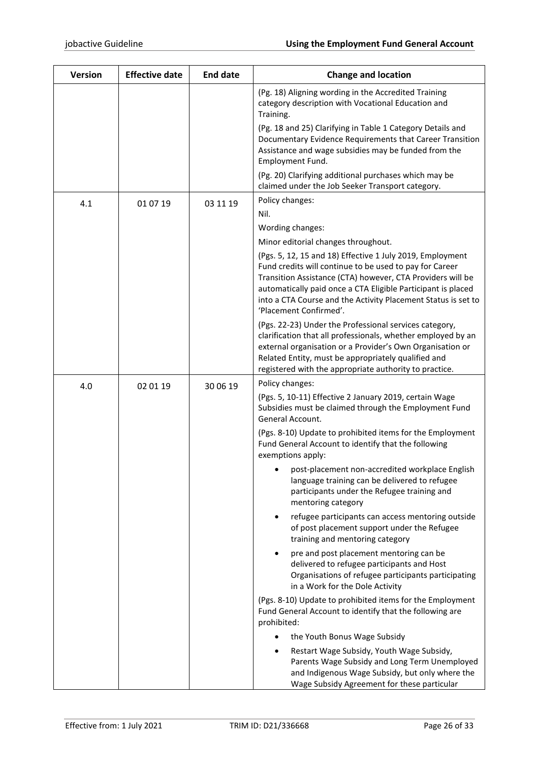| Version | Effective date | End date | Change and location |
|---|---|---|---|
| | | | (Pg. 18) Aligning wording in the Accredited Training category description with Vocational Education and Training.<br><br>(Pg. 18 and 25) Clarifying in Table 1 Category Details and Documentary Evidence Requirements that Career Transition Assistance and wage subsidies may be funded from the Employment Fund.<br><br>(Pg. 20) Clarifying additional purchases which may be claimed under the Job Seeker Transport category. |
| 4.1 | 01 07 19 | 03 11 19 | Policy changes:<br><br>Nil.<br><br>Wording changes:<br><br>Minor editorial changes throughout.<br><br>(Pgs. 5, 12, 15 and 18) Effective 1 July 2019, Employment Fund credits will continue to be used to pay for Career Transition Assistance (CTA) however, CTA Providers will be automatically paid once a CTA Eligible Participant is placed into a CTA Course and the Activity Placement Status is set to 'Placement Confirmed'.<br><br>(Pgs. 22-23) Under the Professional services category, clarification that all professionals, whether employed by an external organisation or a Provider's Own Organisation or Related Entity, must be appropriately qualified and registered with the appropriate authority to practice. |
| 4.0 | 02 01 19 | 30 06 19 | Policy changes:<br><br>(Pgs. 5, 10-11) Effective 2 January 2019, certain Wage Subsidies must be claimed through the Employment Fund General Account.<br><br>(Pgs. 8-10) Update to prohibited items for the Employment Fund General Account to identify that the following exemptions apply:<br><br>• post-placement non-accredited workplace English language training can be delivered to refugee participants under the Refugee training and mentoring category<br>• refugee participants can access mentoring outside of post placement support under the Refugee training and mentoring category<br>• pre and post placement mentoring can be delivered to refugee participants and Host Organisations of refugee participants participating in a Work for the Dole Activity<br><br>(Pgs. 8-10) Update to prohibited items for the Employment Fund General Account to identify that the following are prohibited:<br><br>• the Youth Bonus Wage Subsidy<br>• Restart Wage Subsidy, Youth Wage Subsidy, Parents Wage Subsidy and Long Term Unemployed and Indigenous Wage Subsidy, but only where the Wage Subsidy Agreement for these particular |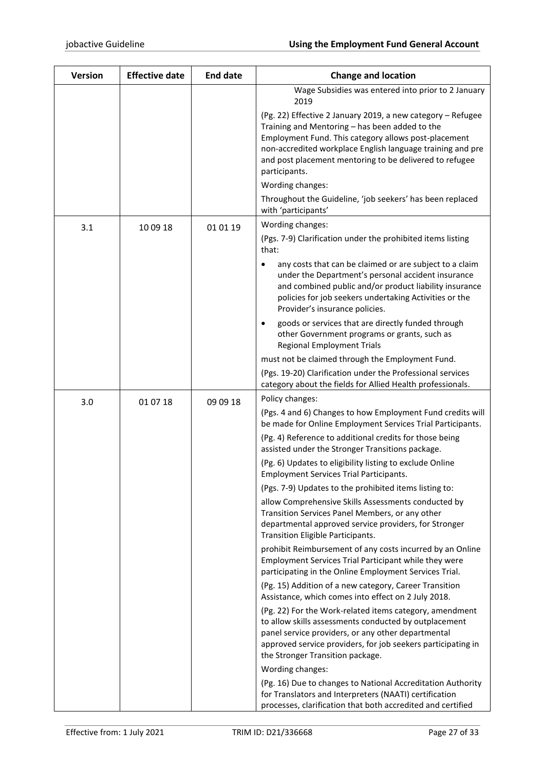| Version | Effective date | End date | Change and location |
|---|---|---|---|
| | | | Wage Subsidies was entered into prior to 2 January 2019<br><br>(Pg. 22) Effective 2 January 2019, a new category – Refugee Training and Mentoring – has been added to the Employment Fund. This category allows post-placement non-accredited workplace English language training and pre and post placement mentoring to be delivered to refugee participants.<br><br>Wording changes:<br><br>Throughout the Guideline, 'job seekers' has been replaced with 'participants' |
| 3.1 | 10 09 18 | 01 01 19 | Wording changes:<br><br>(Pgs. 7-9) Clarification under the prohibited items listing that:<br><br>• any costs that can be claimed or are subject to a claim under the Department's personal accident insurance and combined public and/or product liability insurance policies for job seekers undertaking Activities or the Provider's insurance policies.<br><br>• goods or services that are directly funded through other Government programs or grants, such as Regional Employment Trials<br><br>must not be claimed through the Employment Fund.<br><br>(Pgs. 19-20) Clarification under the Professional services category about the fields for Allied Health professionals. |
| 3.0 | 01 07 18 | 09 09 18 | Policy changes:<br><br>(Pgs. 4 and 6) Changes to how Employment Fund credits will be made for Online Employment Services Trial Participants.<br><br>(Pg. 4) Reference to additional credits for those being assisted under the Stronger Transitions package.<br><br>(Pg. 6) Updates to eligibility listing to exclude Online Employment Services Trial Participants.<br><br>(Pgs. 7-9) Updates to the prohibited items listing to:<br><br>allow Comprehensive Skills Assessments conducted by Transition Services Panel Members, or any other departmental approved service providers, for Stronger Transition Eligible Participants.<br><br>prohibit Reimbursement of any costs incurred by an Online Employment Services Trial Participant while they were participating in the Online Employment Services Trial.<br><br>(Pg. 15) Addition of a new category, Career Transition Assistance, which comes into effect on 2 July 2018.<br><br>(Pg. 22) For the Work-related items category, amendment to allow skills assessments conducted by outplacement panel service providers, or any other departmental approved service providers, for job seekers participating in the Stronger Transition package.<br><br>Wording changes:<br><br>(Pg. 16) Due to changes to National Accreditation Authority for Translators and Interpreters (NAATI) certification processes, clarification that both accredited and certified |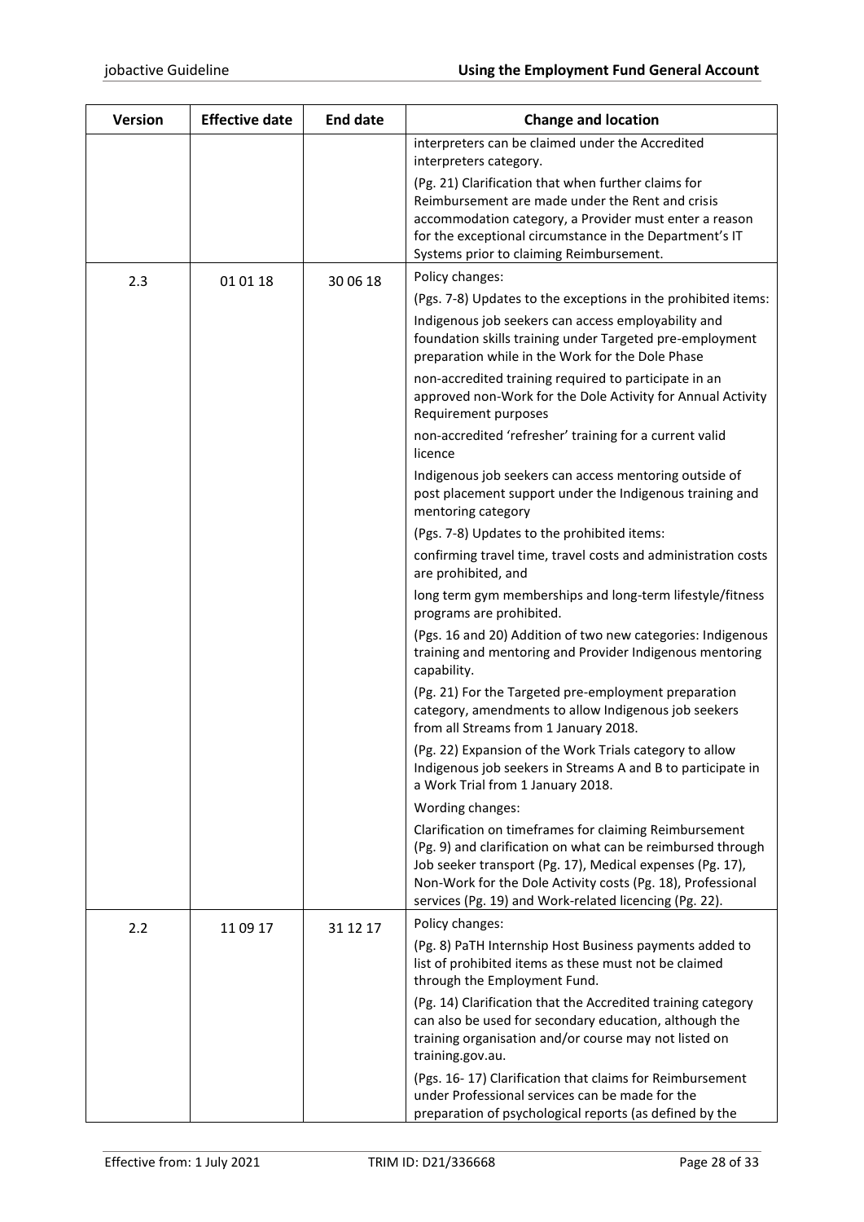| Version | Effective date | End date | Change and location |
|---|---|---|---|
| | | | interpreters can be claimed under the Accredited interpreters category.<br><br>(Pg. 21) Clarification that when further claims for Reimbursement are made under the Rent and crisis accommodation category, a Provider must enter a reason for the exceptional circumstance in the Department's IT Systems prior to claiming Reimbursement. |
| 2.3 | 01 01 18 | 30 06 18 | Policy changes:<br><br>(Pgs. 7-8) Updates to the exceptions in the prohibited items:<br><br>Indigenous job seekers can access employability and foundation skills training under Targeted pre-employment preparation while in the Work for the Dole Phase<br><br>non-accredited training required to participate in an approved non-Work for the Dole Activity for Annual Activity Requirement purposes<br><br>non-accredited 'refresher' training for a current valid licence<br><br>Indigenous job seekers can access mentoring outside of post placement support under the Indigenous training and mentoring category<br><br>(Pgs. 7-8) Updates to the prohibited items:<br><br>confirming travel time, travel costs and administration costs are prohibited, and<br><br>long term gym memberships and long-term lifestyle/fitness programs are prohibited.<br><br>(Pgs. 16 and 20) Addition of two new categories: Indigenous training and mentoring and Provider Indigenous mentoring capability.<br><br>(Pg. 21) For the Targeted pre-employment preparation category, amendments to allow Indigenous job seekers from all Streams from 1 January 2018.<br><br>(Pg. 22) Expansion of the Work Trials category to allow Indigenous job seekers in Streams A and B to participate in a Work Trial from 1 January 2018.<br><br>Wording changes:<br><br>Clarification on timeframes for claiming Reimbursement (Pg. 9) and clarification on what can be reimbursed through Job seeker transport (Pg. 17), Medical expenses (Pg. 17), Non-Work for the Dole Activity costs (Pg. 18), Professional services (Pg. 19) and Work-related licencing (Pg. 22). |
| 2.2 | 11 09 17 | 31 12 17 | Policy changes:<br><br>(Pg. 8) PaTH Internship Host Business payments added to list of prohibited items as these must not be claimed through the Employment Fund.<br><br>(Pg. 14) Clarification that the Accredited training category can also be used for secondary education, although the training organisation and/or course may not listed on training.gov.au.<br><br>(Pgs. 16- 17) Clarification that claims for Reimbursement under Professional services can be made for the preparation of psychological reports (as defined by the |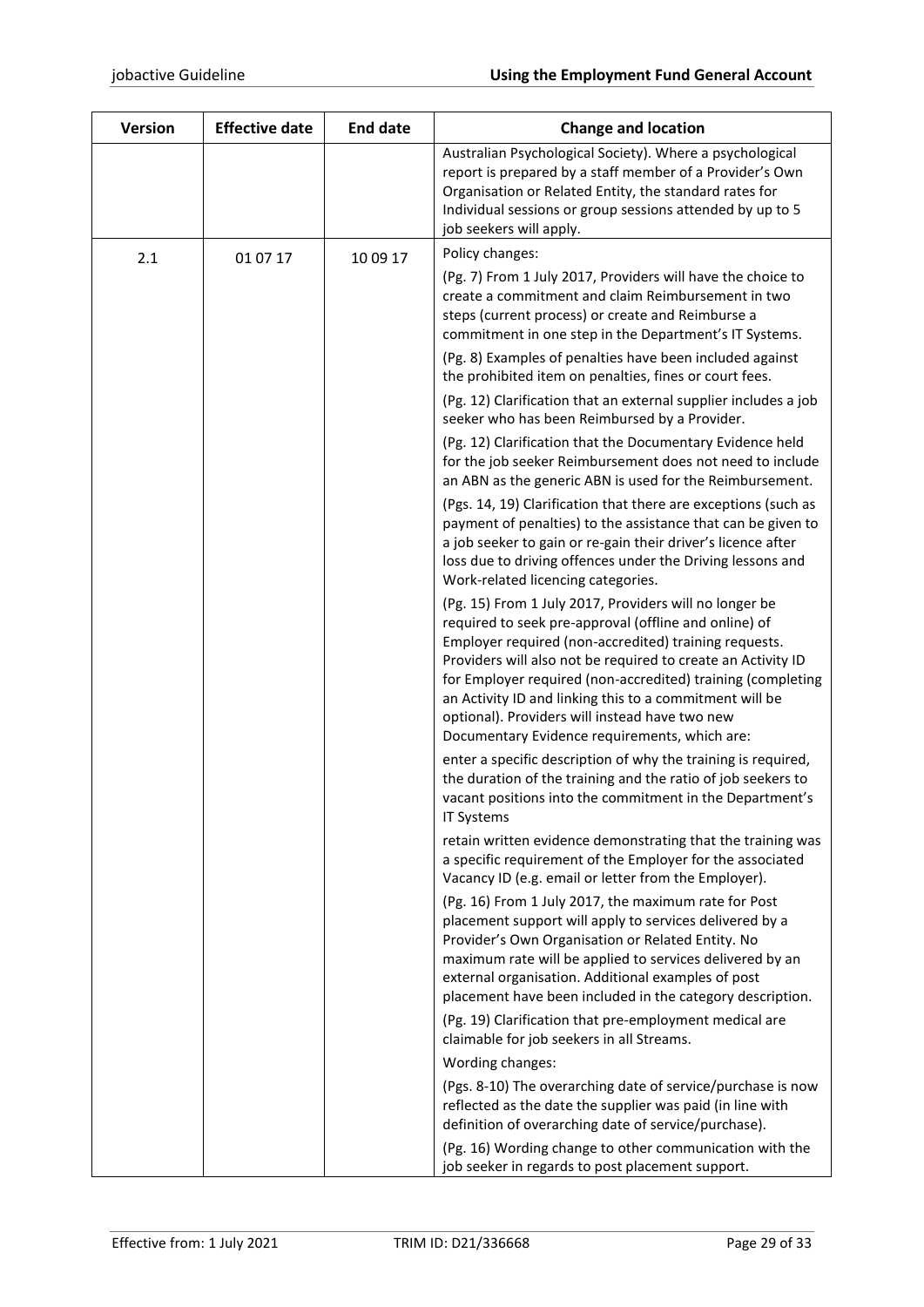| Version | Effective date | End date | Change and location |
|---|---|---|---|
| | | | Australian Psychological Society). Where a psychological report is prepared by a staff member of a Provider's Own Organisation or Related Entity, the standard rates for Individual sessions or group sessions attended by up to 5 job seekers will apply. |
| 2.1 | 01 07 17 | 10 09 17 | Policy changes:<br><br>(Pg. 7) From 1 July 2017, Providers will have the choice to create a commitment and claim Reimbursement in two steps (current process) or create and Reimburse a commitment in one step in the Department's IT Systems.<br><br>(Pg. 8) Examples of penalties have been included against the prohibited item on penalties, fines or court fees.<br><br>(Pg. 12) Clarification that an external supplier includes a job seeker who has been Reimbursed by a Provider.<br><br>(Pg. 12) Clarification that the Documentary Evidence held for the job seeker Reimbursement does not need to include an ABN as the generic ABN is used for the Reimbursement.<br><br>(Pgs. 14, 19) Clarification that there are exceptions (such as payment of penalties) to the assistance that can be given to a job seeker to gain or re-gain their driver's licence after loss due to driving offences under the Driving lessons and Work-related licencing categories.<br><br>(Pg. 15) From 1 July 2017, Providers will no longer be required to seek pre-approval (offline and online) of Employer required (non-accredited) training requests. Providers will also not be required to create an Activity ID for Employer required (non-accredited) training (completing an Activity ID and linking this to a commitment will be optional). Providers will instead have two new Documentary Evidence requirements, which are:<br><br>enter a specific description of why the training is required, the duration of the training and the ratio of job seekers to vacant positions into the commitment in the Department's IT Systems<br><br>retain written evidence demonstrating that the training was a specific requirement of the Employer for the associated Vacancy ID (e.g. email or letter from the Employer).<br><br>(Pg. 16) From 1 July 2017, the maximum rate for Post placement support will apply to services delivered by a Provider's Own Organisation or Related Entity. No maximum rate will be applied to services delivered by an external organisation. Additional examples of post placement have been included in the category description.<br><br>(Pg. 19) Clarification that pre-employment medical are claimable for job seekers in all Streams.<br><br>Wording changes:<br><br>(Pgs. 8-10) The overarching date of service/purchase is now reflected as the date the supplier was paid (in line with definition of overarching date of service/purchase).<br><br>(Pg. 16) Wording change to other communication with the job seeker in regards to post placement support. |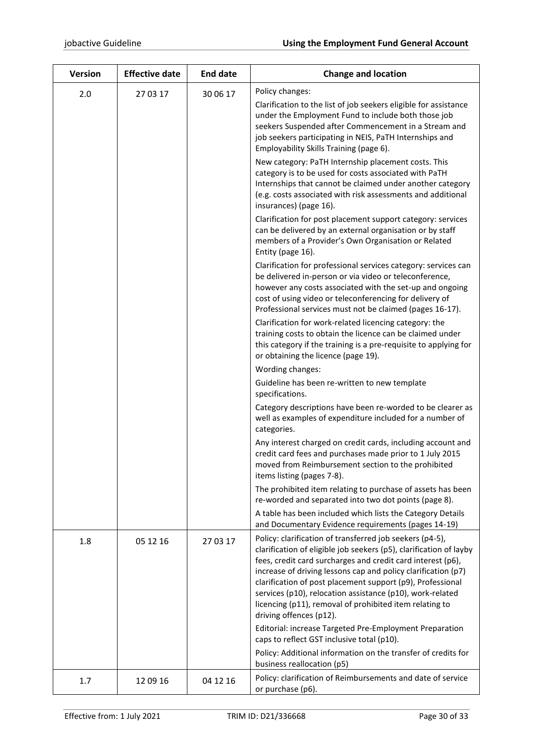| Version | Effective date | End date | Change and location |
|---|---|---|---|
| 2.0 | 27 03 17 | 30 06 17 | Policy changes:<br><br>Clarification to the list of job seekers eligible for assistance under the Employment Fund to include both those job seekers Suspended after Commencement in a Stream and job seekers participating in NEIS, PaTH Internships and Employability Skills Training (page 6).<br><br>New category: PaTH Internship placement costs. This category is to be used for costs associated with PaTH Internships that cannot be claimed under another category (e.g. costs associated with risk assessments and additional insurances) (page 16).<br><br>Clarification for post placement support category: services can be delivered by an external organisation or by staff members of a Provider's Own Organisation or Related Entity (page 16).<br><br>Clarification for professional services category: services can be delivered in-person or via video or teleconference, however any costs associated with the set-up and ongoing cost of using video or teleconferencing for delivery of Professional services must not be claimed (pages 16-17).<br><br>Clarification for work-related licencing category: the training costs to obtain the licence can be claimed under this category if the training is a pre-requisite to applying for or obtaining the licence (page 19).<br><br>Wording changes:<br><br>Guideline has been re-written to new template specifications.<br><br>Category descriptions have been re-worded to be clearer as well as examples of expenditure included for a number of categories.<br><br>Any interest charged on credit cards, including account and credit card fees and purchases made prior to 1 July 2015 moved from Reimbursement section to the prohibited items listing (pages 7-8).<br><br>The prohibited item relating to purchase of assets has been re-worded and separated into two dot points (page 8).<br><br>A table has been included which lists the Category Details and Documentary Evidence requirements (pages 14-19) |
| 1.8 | 05 12 16 | 27 03 17 | Policy: clarification of transferred job seekers (p4-5), clarification of eligible job seekers (p5), clarification of layby fees, credit card surcharges and credit card interest (p6), increase of driving lessons cap and policy clarification (p7) clarification of post placement support (p9), Professional services (p10), relocation assistance (p10), work-related licencing (p11), removal of prohibited item relating to driving offences (p12).<br><br>Editorial: increase Targeted Pre-Employment Preparation caps to reflect GST inclusive total (p10).<br><br>Policy: Additional information on the transfer of credits for business reallocation (p5) |
| 1.7 | 12 09 16 | 04 12 16 | Policy: clarification of Reimbursements and date of service or purchase (p6). |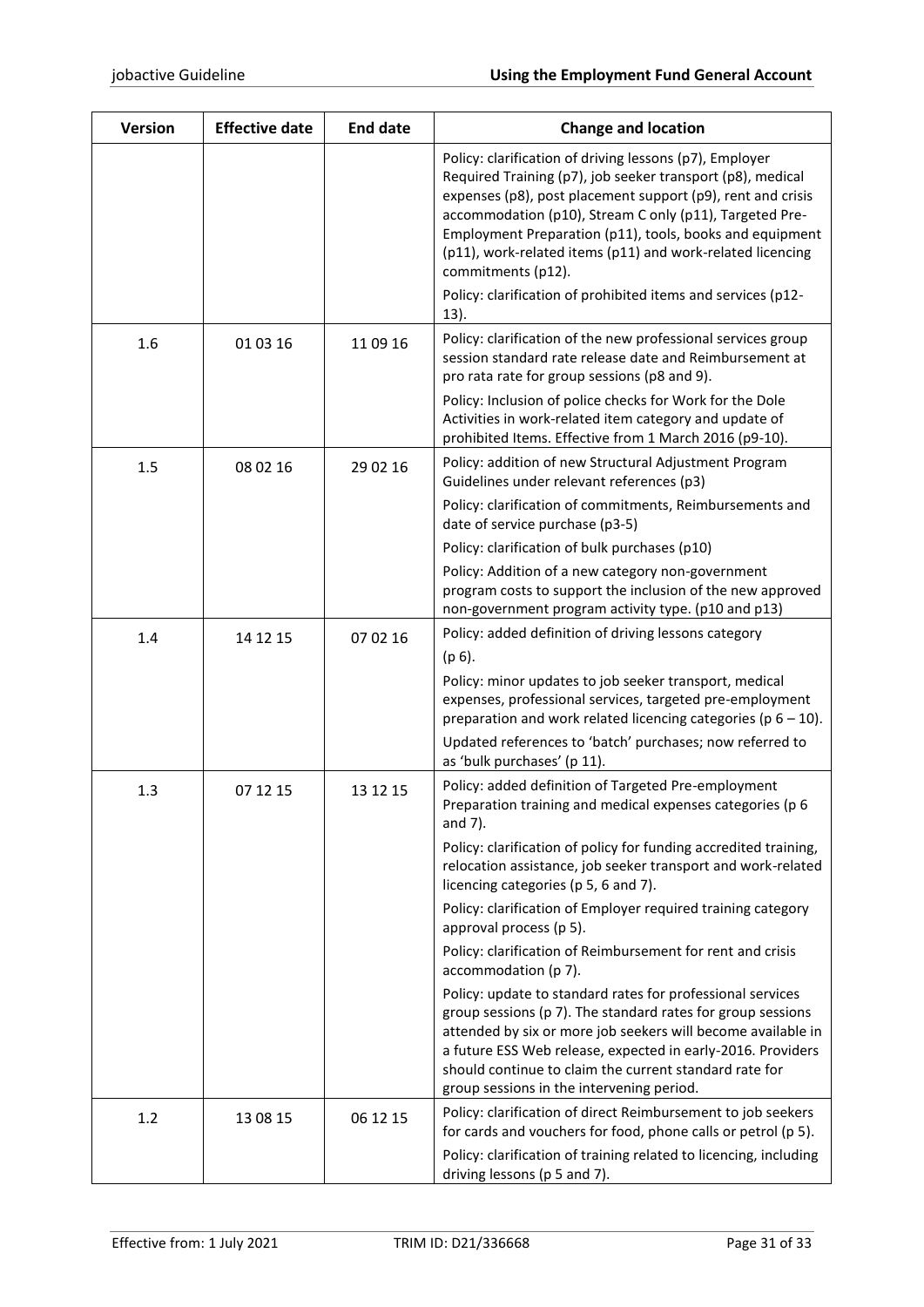| Version | Effective date | End date | Change and location |
|---|---|---|---|
| | | | Policy: clarification of driving lessons (p7), Employer Required Training (p7), job seeker transport (p8), medical expenses (p8), post placement support (p9), rent and crisis accommodation (p10), Stream C only (p11), Targeted Pre-Employment Preparation (p11), tools, books and equipment (p11), work-related items (p11) and work-related licencing commitments (p12).<br><br>Policy: clarification of prohibited items and services (p12-13). |
| 1.6 | 01 03 16 | 11 09 16 | Policy: clarification of the new professional services group session standard rate release date and Reimbursement at pro rata rate for group sessions (p8 and 9).<br><br>Policy: Inclusion of police checks for Work for the Dole Activities in work-related item category and update of prohibited Items. Effective from 1 March 2016 (p9-10). |
| 1.5 | 08 02 16 | 29 02 16 | Policy: addition of new Structural Adjustment Program Guidelines under relevant references (p3)<br><br>Policy: clarification of commitments, Reimbursements and date of service purchase (p3-5)<br><br>Policy: clarification of bulk purchases (p10)<br><br>Policy: Addition of a new category non-government program costs to support the inclusion of the new approved non-government program activity type. (p10 and p13) |
| 1.4 | 14 12 15 | 07 02 16 | Policy: added definition of driving lessons category (p 6).<br><br>Policy: minor updates to job seeker transport, medical expenses, professional services, targeted pre-employment preparation and work related licencing categories (p 6 – 10).<br><br>Updated references to 'batch' purchases; now referred to as 'bulk purchases' (p 11). |
| 1.3 | 07 12 15 | 13 12 15 | Policy: added definition of Targeted Pre-employment Preparation training and medical expenses categories (p 6 and 7).<br><br>Policy: clarification of policy for funding accredited training, relocation assistance, job seeker transport and work-related licencing categories (p 5, 6 and 7).<br><br>Policy: clarification of Employer required training category approval process (p 5).<br><br>Policy: clarification of Reimbursement for rent and crisis accommodation (p 7).<br><br>Policy: update to standard rates for professional services group sessions (p 7). The standard rates for group sessions attended by six or more job seekers will become available in a future ESS Web release, expected in early-2016. Providers should continue to claim the current standard rate for group sessions in the intervening period. |
| 1.2 | 13 08 15 | 06 12 15 | Policy: clarification of direct Reimbursement to job seekers for cards and vouchers for food, phone calls or petrol (p 5).<br><br>Policy: clarification of training related to licencing, including driving lessons (p 5 and 7). |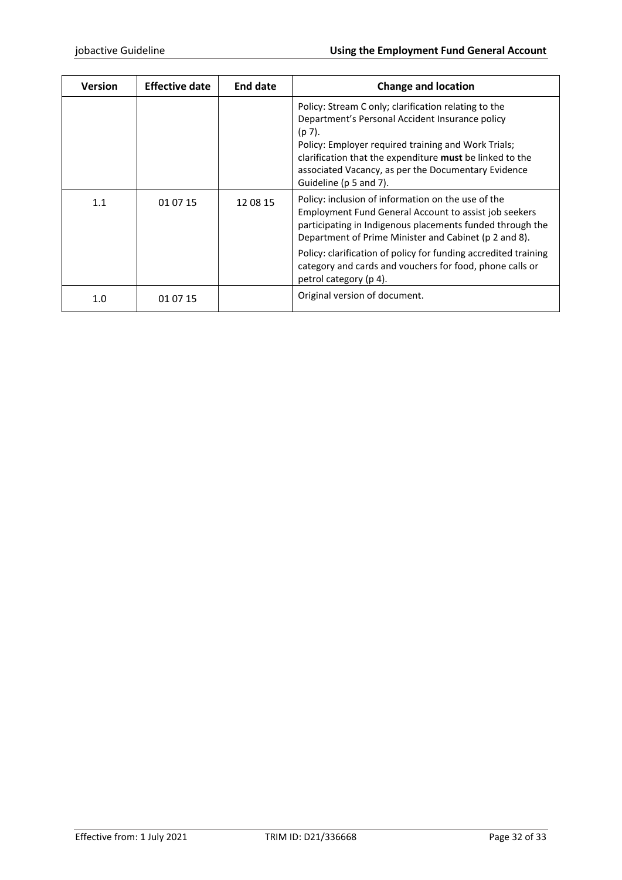| Version | Effective date | End date | Change and location |
|---|---|---|---|
| | | | Policy: Stream C only; clarification relating to the Department's Personal Accident Insurance policy (p 7).<br>Policy: Employer required training and Work Trials; clarification that the expenditure **must** be linked to the associated Vacancy, as per the Documentary Evidence Guideline (p 5 and 7). |
| 1.1 | 01 07 15 | 12 08 15 | Policy: inclusion of information on the use of the Employment Fund General Account to assist job seekers participating in Indigenous placements funded through the Department of Prime Minister and Cabinet (p 2 and 8).<br>Policy: clarification of policy for funding accredited training category and cards and vouchers for food, phone calls or petrol category (p 4). |
| 1.0 | 01 07 15 | | Original version of document. |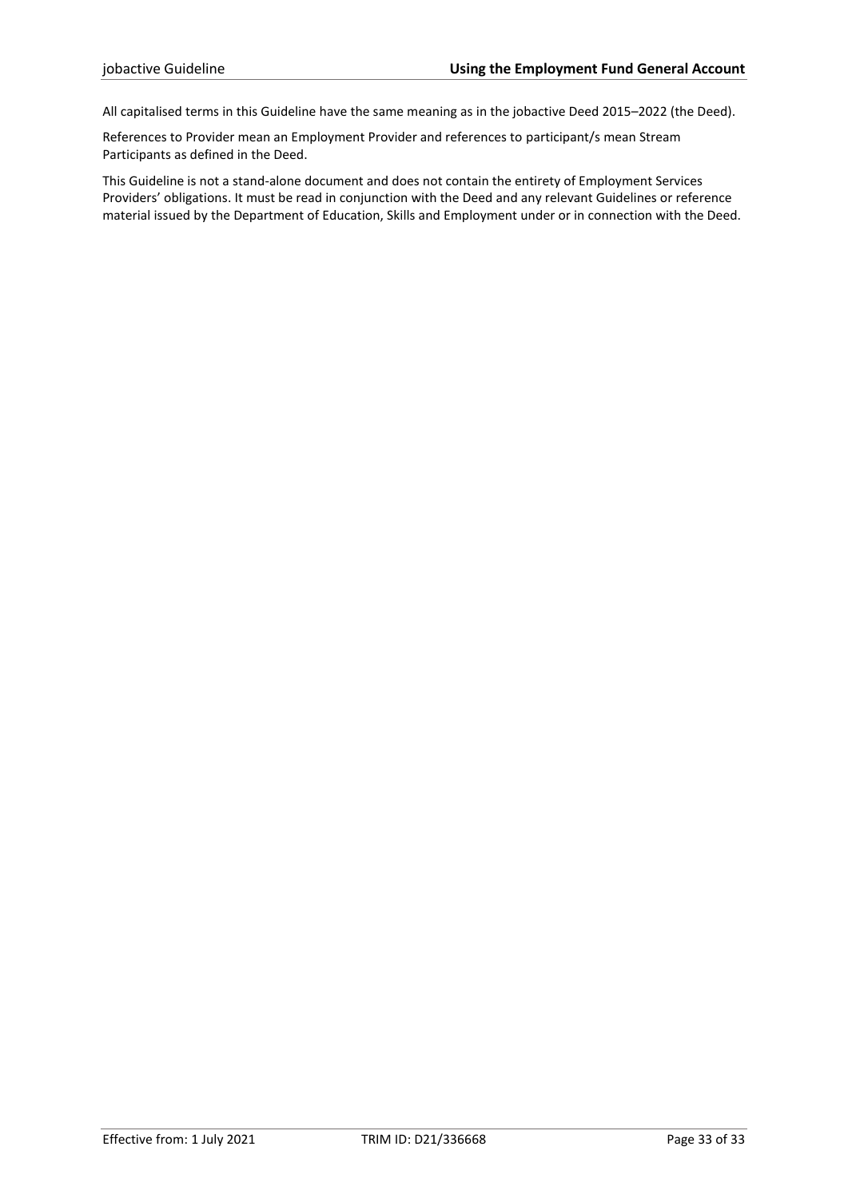All capitalised terms in this Guideline have the same meaning as in the jobactive Deed 2015–2022 (the Deed).

References to Provider mean an Employment Provider and references to participant/s mean Stream Participants as defined in the Deed.

This Guideline is not a stand-alone document and does not contain the entirety of Employment Services Providers' obligations. It must be read in conjunction with the Deed and any relevant Guidelines or reference material issued by the Department of Education, Skills and Employment under or in connection with the Deed.